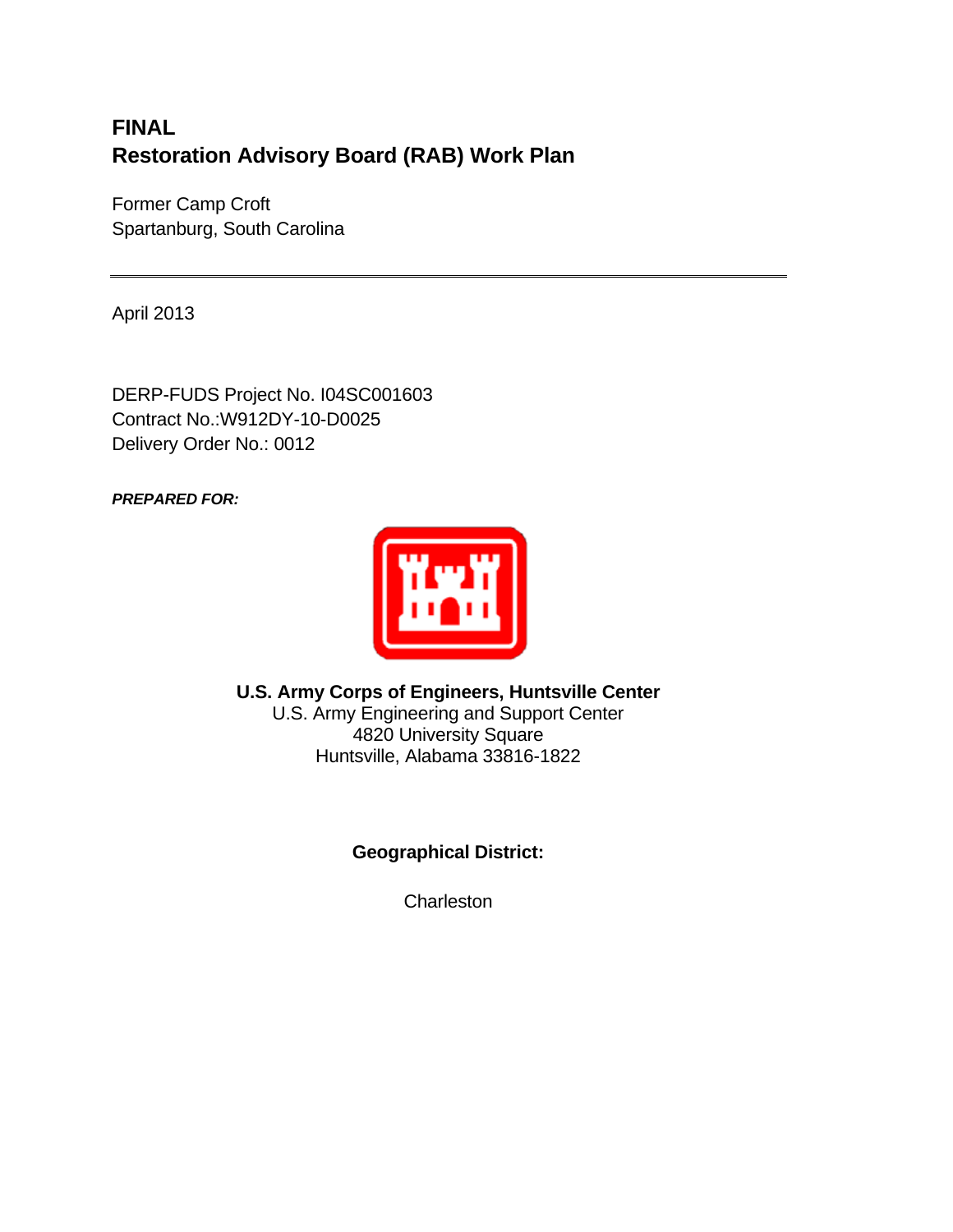# FINAL
# Restoration Advisory Board (RAB) Work Plan

Former Camp Croft
Spartanburg, South Carolina

---

April 2013

DERP-FUDS Project No. I04SC001603
Contract No.:W912DY-10-D0025
Delivery Order No.: 0012

***PREPARED FOR:***

**U.S. Army Corps of Engineers, Huntsville Center**
U.S. Army Engineering and Support Center
4820 University Square
Huntsville, Alabama 33816-1822

**Geographical District:**

Charleston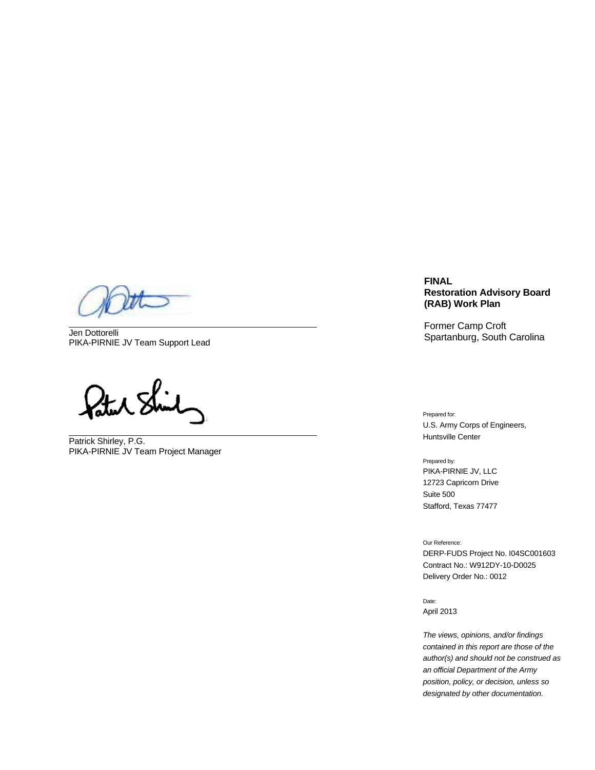Jen Dottorelli
PIKA-PIRNIE JV Team Support Lead

Patrick Shirley, P.G.
PIKA-PIRNIE JV Team Project Manager

**FINAL**
**Restoration Advisory Board (RAB) Work Plan**

Former Camp Croft
Spartanburg, South Carolina

Prepared for:
U.S. Army Corps of Engineers,
Huntsville Center

Prepared by:
PIKA-PIRNIE JV, LLC
12723 Capricorn Drive
Suite 500
Stafford, Texas 77477

Our Reference:
DERP-FUDS Project No. I04SC001603
Contract No.: W912DY-10-D0025
Delivery Order No.: 0012

Date:
April 2013

*The views, opinions, and/or findings contained in this report are those of the author(s) and should not be construed as an official Department of the Army position, policy, or decision, unless so designated by other documentation.*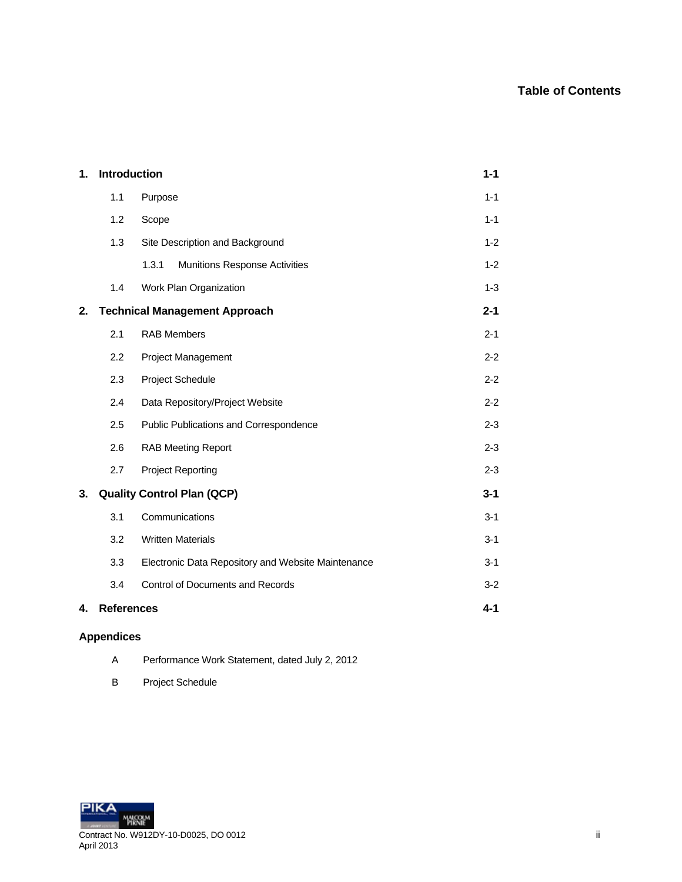# Table of Contents

| | | |
|---|---|---|
| **1. Introduction** | | **1-1** |
| | 1.1 Purpose | 1-1 |
| | 1.2 Scope | 1-1 |
| | 1.3 Site Description and Background | 1-2 |
| | 1.3.1 Munitions Response Activities | 1-2 |
| | 1.4 Work Plan Organization | 1-3 |
| **2. Technical Management Approach** | | **2-1** |
| | 2.1 RAB Members | 2-1 |
| | 2.2 Project Management | 2-2 |
| | 2.3 Project Schedule | 2-2 |
| | 2.4 Data Repository/Project Website | 2-2 |
| | 2.5 Public Publications and Correspondence | 2-3 |
| | 2.6 RAB Meeting Report | 2-3 |
| | 2.7 Project Reporting | 2-3 |
| **3. Quality Control Plan (QCP)** | | **3-1** |
| | 3.1 Communications | 3-1 |
| | 3.2 Written Materials | 3-1 |
| | 3.3 Electronic Data Repository and Website Maintenance | 3-1 |
| | 3.4 Control of Documents and Records | 3-2 |
| **4. References** | | **4-1** |

**Appendices**

A Performance Work Statement, dated July 2, 2012

B Project Schedule

Contract No. W912DY-10-D0025, DO 0012
April 2013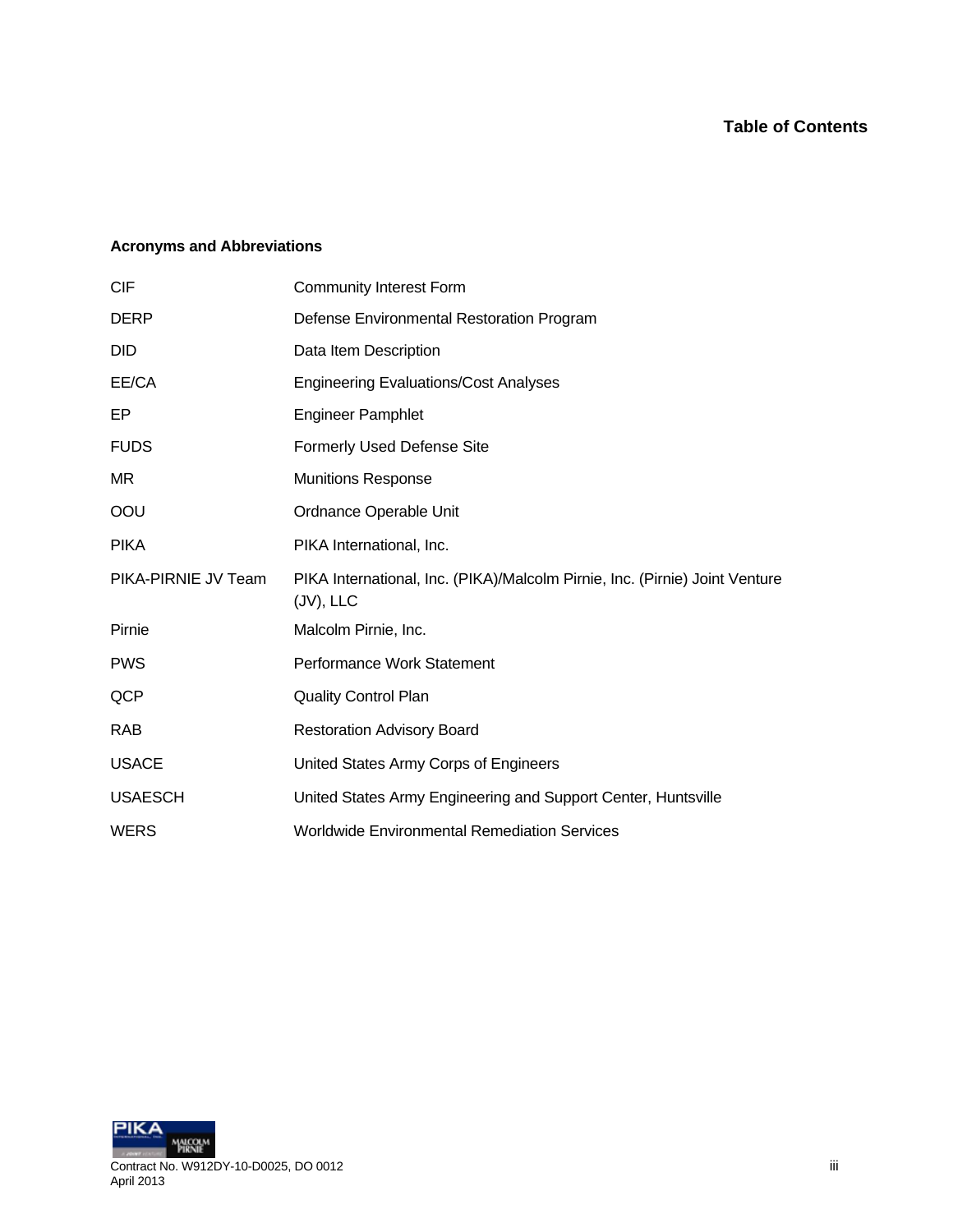## Acronyms and Abbreviations

| | |
|---|---|
| CIF | Community Interest Form |
| DERP | Defense Environmental Restoration Program |
| DID | Data Item Description |
| EE/CA | Engineering Evaluations/Cost Analyses |
| EP | Engineer Pamphlet |
| FUDS | Formerly Used Defense Site |
| MR | Munitions Response |
| OOU | Ordnance Operable Unit |
| PIKA | PIKA International, Inc. |
| PIKA-PIRNIE JV Team | PIKA International, Inc. (PIKA)/Malcolm Pirnie, Inc. (Pirnie) Joint Venture (JV), LLC |
| Pirnie | Malcolm Pirnie, Inc. |
| PWS | Performance Work Statement |
| QCP | Quality Control Plan |
| RAB | Restoration Advisory Board |
| USACE | United States Army Corps of Engineers |
| USAESCH | United States Army Engineering and Support Center, Huntsville |
| WERS | Worldwide Environmental Remediation Services |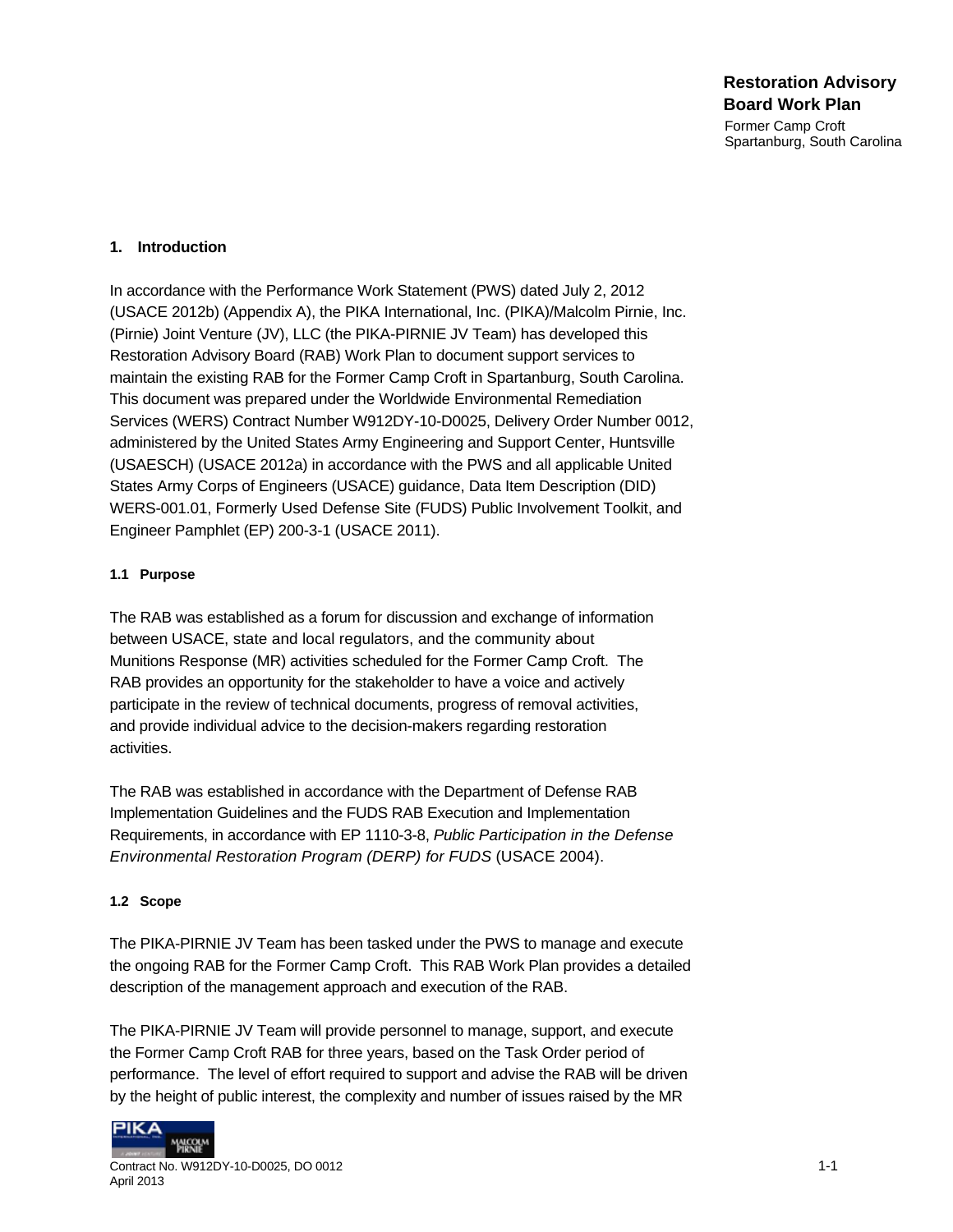## 1. Introduction

In accordance with the Performance Work Statement (PWS) dated July 2, 2012 (USACE 2012b) (Appendix A), the PIKA International, Inc. (PIKA)/Malcolm Pirnie, Inc. (Pirnie) Joint Venture (JV), LLC (the PIKA-PIRNIE JV Team) has developed this Restoration Advisory Board (RAB) Work Plan to document support services to maintain the existing RAB for the Former Camp Croft in Spartanburg, South Carolina. This document was prepared under the Worldwide Environmental Remediation Services (WERS) Contract Number W912DY-10-D0025, Delivery Order Number 0012, administered by the United States Army Engineering and Support Center, Huntsville (USAESCH) (USACE 2012a) in accordance with the PWS and all applicable United States Army Corps of Engineers (USACE) guidance, Data Item Description (DID) WERS-001.01, Formerly Used Defense Site (FUDS) Public Involvement Toolkit, and Engineer Pamphlet (EP) 200-3-1 (USACE 2011).

### 1.1 Purpose

The RAB was established as a forum for discussion and exchange of information between USACE, state and local regulators, and the community about Munitions Response (MR) activities scheduled for the Former Camp Croft. The RAB provides an opportunity for the stakeholder to have a voice and actively participate in the review of technical documents, progress of removal activities, and provide individual advice to the decision-makers regarding restoration activities.

The RAB was established in accordance with the Department of Defense RAB Implementation Guidelines and the FUDS RAB Execution and Implementation Requirements, in accordance with EP 1110-3-8, *Public Participation in the Defense Environmental Restoration Program (DERP) for FUDS* (USACE 2004).

### 1.2 Scope

The PIKA-PIRNIE JV Team has been tasked under the PWS to manage and execute the ongoing RAB for the Former Camp Croft. This RAB Work Plan provides a detailed description of the management approach and execution of the RAB.

The PIKA-PIRNIE JV Team will provide personnel to manage, support, and execute the Former Camp Croft RAB for three years, based on the Task Order period of performance. The level of effort required to support and advise the RAB will be driven by the height of public interest, the complexity and number of issues raised by the MR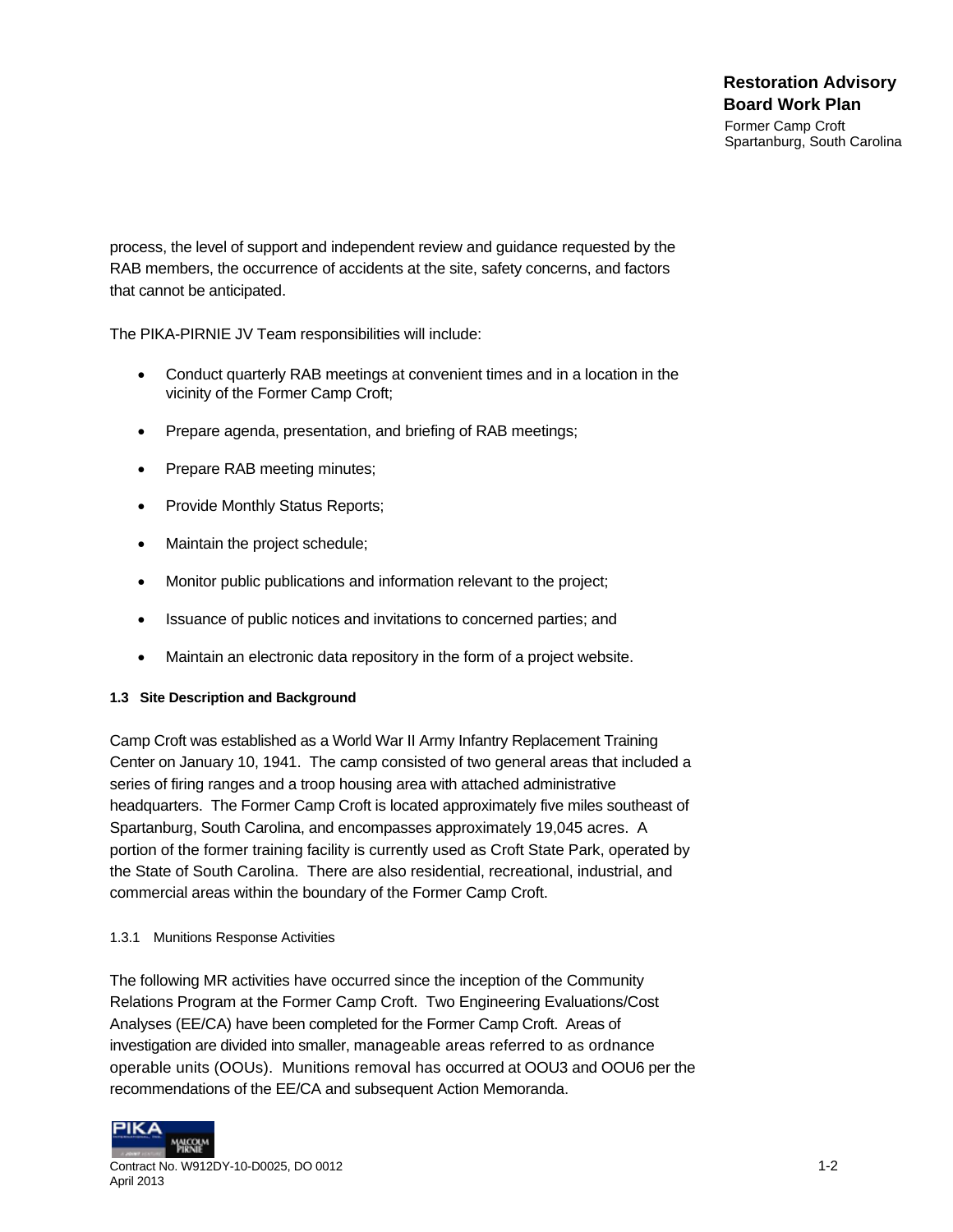process, the level of support and independent review and guidance requested by the RAB members, the occurrence of accidents at the site, safety concerns, and factors that cannot be anticipated.

The PIKA-PIRNIE JV Team responsibilities will include:

- Conduct quarterly RAB meetings at convenient times and in a location in the vicinity of the Former Camp Croft;
- Prepare agenda, presentation, and briefing of RAB meetings;
- Prepare RAB meeting minutes;
- Provide Monthly Status Reports;
- Maintain the project schedule;
- Monitor public publications and information relevant to the project;
- Issuance of public notices and invitations to concerned parties; and
- Maintain an electronic data repository in the form of a project website.

### 1.3 Site Description and Background

Camp Croft was established as a World War II Army Infantry Replacement Training Center on January 10, 1941. The camp consisted of two general areas that included a series of firing ranges and a troop housing area with attached administrative headquarters. The Former Camp Croft is located approximately five miles southeast of Spartanburg, South Carolina, and encompasses approximately 19,045 acres. A portion of the former training facility is currently used as Croft State Park, operated by the State of South Carolina. There are also residential, recreational, industrial, and commercial areas within the boundary of the Former Camp Croft.

#### 1.3.1 Munitions Response Activities

The following MR activities have occurred since the inception of the Community Relations Program at the Former Camp Croft. Two Engineering Evaluations/Cost Analyses (EE/CA) have been completed for the Former Camp Croft. Areas of investigation are divided into smaller, manageable areas referred to as ordnance operable units (OOUs). Munitions removal has occurred at OOU3 and OOU6 per the recommendations of the EE/CA and subsequent Action Memoranda.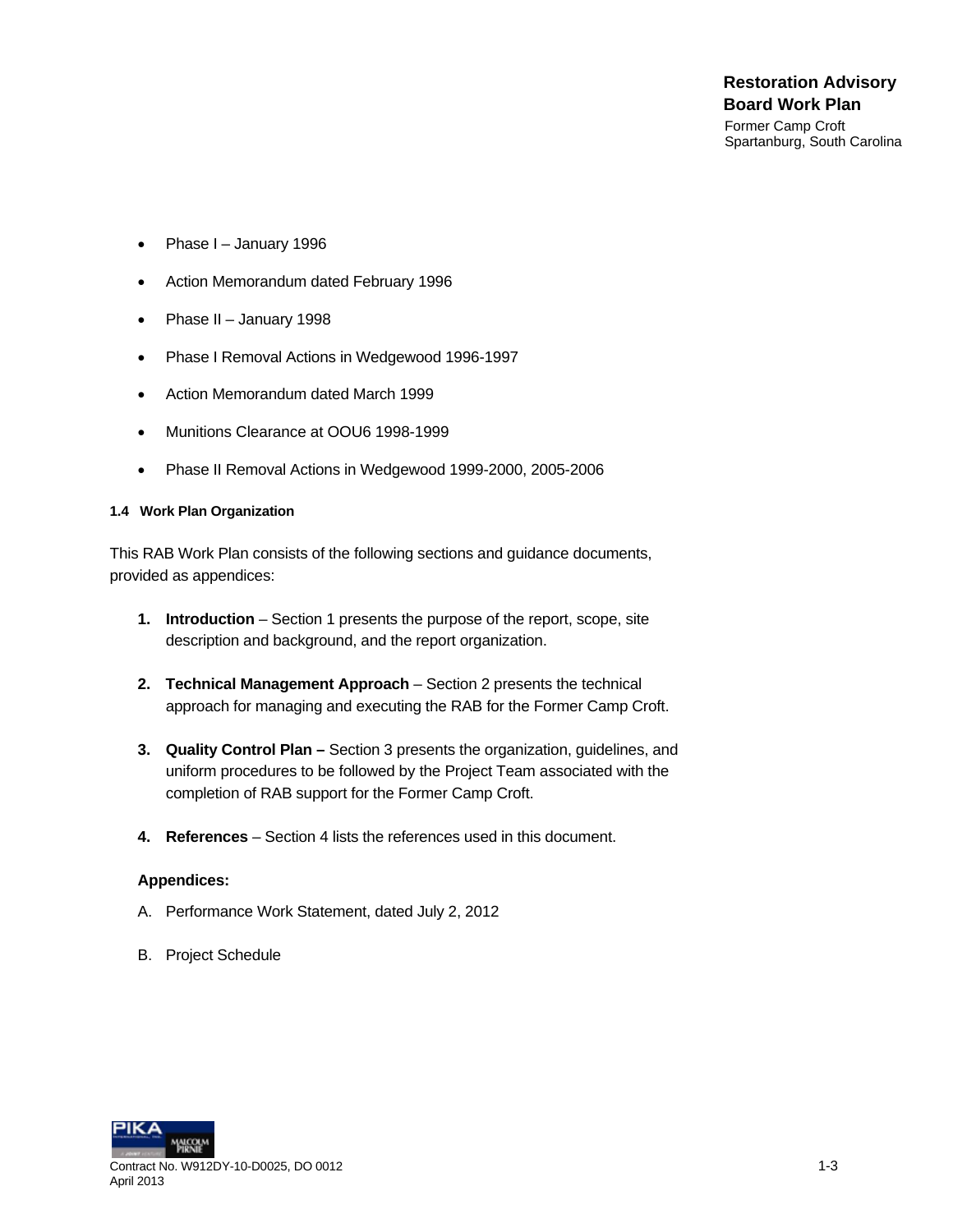- Phase I – January 1996
- Action Memorandum dated February 1996
- Phase II – January 1998
- Phase I Removal Actions in Wedgewood 1996-1997
- Action Memorandum dated March 1999
- Munitions Clearance at OOU6 1998-1999
- Phase II Removal Actions in Wedgewood 1999-2000, 2005-2006

### 1.4 Work Plan Organization

This RAB Work Plan consists of the following sections and guidance documents, provided as appendices:

1. **Introduction** – Section 1 presents the purpose of the report, scope, site description and background, and the report organization.
2. **Technical Management Approach** – Section 2 presents the technical approach for managing and executing the RAB for the Former Camp Croft.
3. **Quality Control Plan –** Section 3 presents the organization, guidelines, and uniform procedures to be followed by the Project Team associated with the completion of RAB support for the Former Camp Croft.
4. **References** – Section 4 lists the references used in this document.

**Appendices:**

A. Performance Work Statement, dated July 2, 2012

B. Project Schedule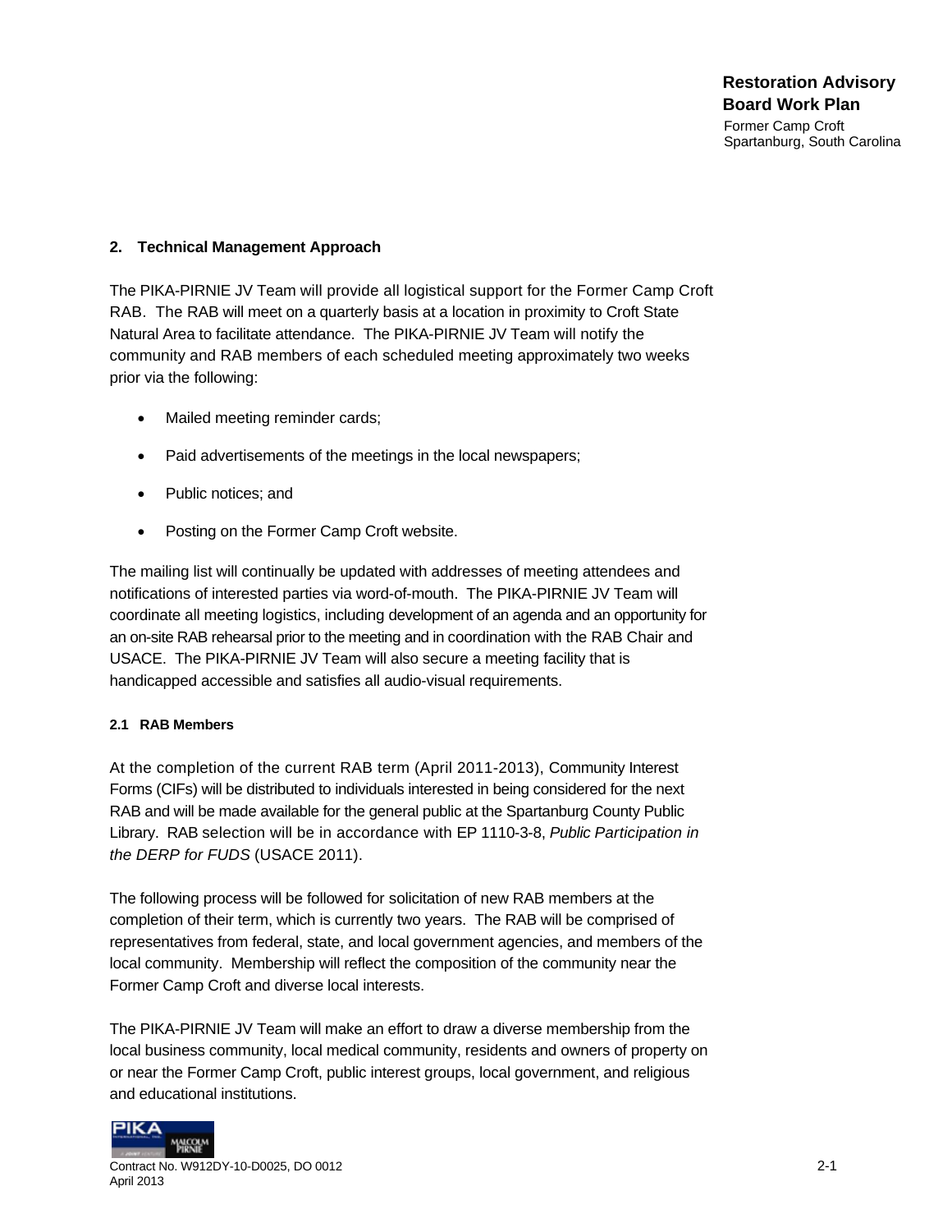## 2. Technical Management Approach

The PIKA-PIRNIE JV Team will provide all logistical support for the Former Camp Croft RAB. The RAB will meet on a quarterly basis at a location in proximity to Croft State Natural Area to facilitate attendance. The PIKA-PIRNIE JV Team will notify the community and RAB members of each scheduled meeting approximately two weeks prior via the following:

- Mailed meeting reminder cards;
- Paid advertisements of the meetings in the local newspapers;
- Public notices; and
- Posting on the Former Camp Croft website.

The mailing list will continually be updated with addresses of meeting attendees and notifications of interested parties via word-of-mouth. The PIKA-PIRNIE JV Team will coordinate all meeting logistics, including development of an agenda and an opportunity for an on-site RAB rehearsal prior to the meeting and in coordination with the RAB Chair and USACE. The PIKA-PIRNIE JV Team will also secure a meeting facility that is handicapped accessible and satisfies all audio-visual requirements.

### 2.1 RAB Members

At the completion of the current RAB term (April 2011-2013), Community Interest Forms (CIFs) will be distributed to individuals interested in being considered for the next RAB and will be made available for the general public at the Spartanburg County Public Library. RAB selection will be in accordance with EP 1110-3-8, *Public Participation in the DERP for FUDS* (USACE 2011).

The following process will be followed for solicitation of new RAB members at the completion of their term, which is currently two years. The RAB will be comprised of representatives from federal, state, and local government agencies, and members of the local community. Membership will reflect the composition of the community near the Former Camp Croft and diverse local interests.

The PIKA-PIRNIE JV Team will make an effort to draw a diverse membership from the local business community, local medical community, residents and owners of property on or near the Former Camp Croft, public interest groups, local government, and religious and educational institutions.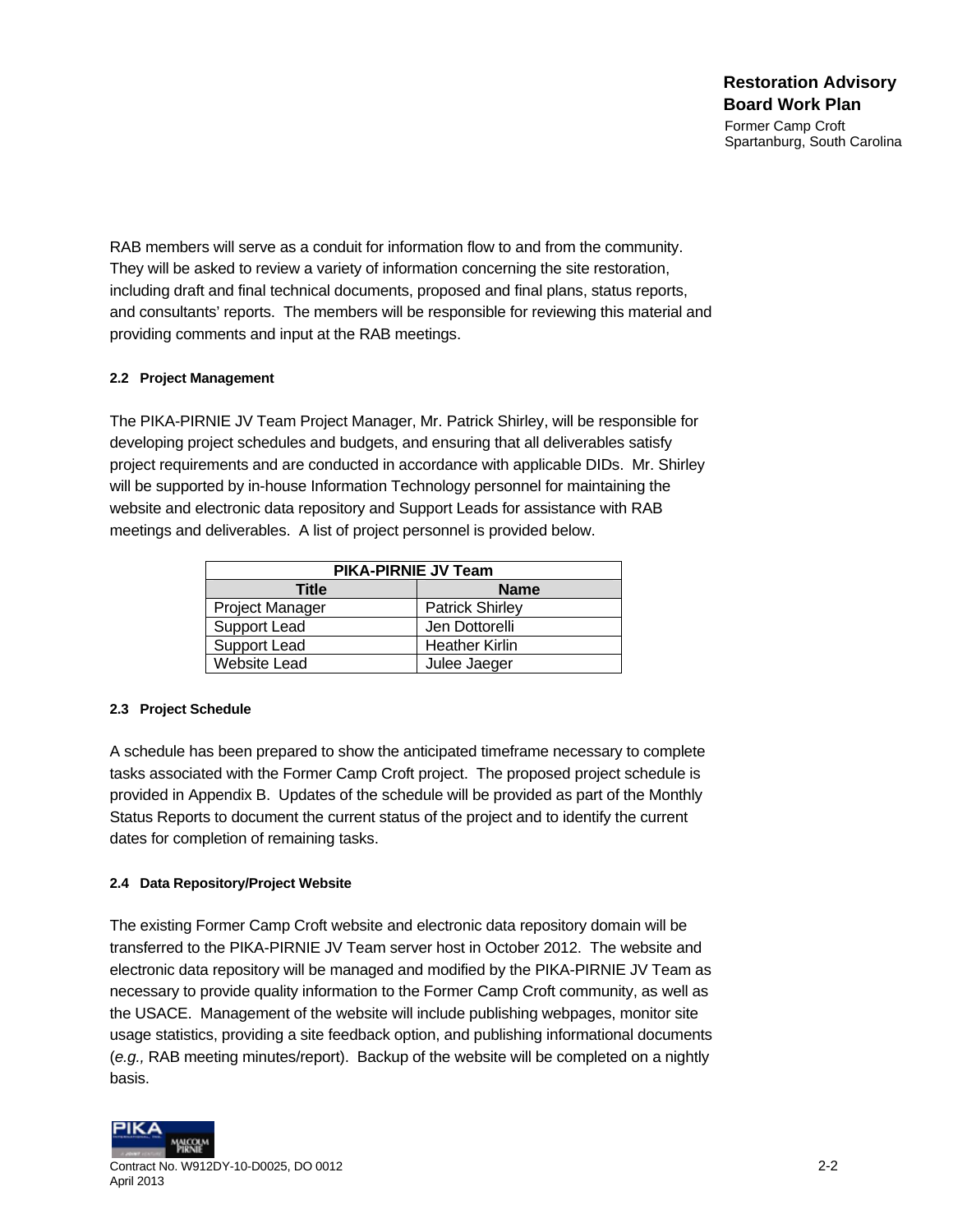RAB members will serve as a conduit for information flow to and from the community. They will be asked to review a variety of information concerning the site restoration, including draft and final technical documents, proposed and final plans, status reports, and consultants' reports. The members will be responsible for reviewing this material and providing comments and input at the RAB meetings.

#### 2.2 Project Management

The PIKA-PIRNIE JV Team Project Manager, Mr. Patrick Shirley, will be responsible for developing project schedules and budgets, and ensuring that all deliverables satisfy project requirements and are conducted in accordance with applicable DIDs. Mr. Shirley will be supported by in-house Information Technology personnel for maintaining the website and electronic data repository and Support Leads for assistance with RAB meetings and deliverables. A list of project personnel is provided below.

| PIKA-PIRNIE JV Team | |
|---|---|
| **Title** | **Name** |
| Project Manager | Patrick Shirley |
| Support Lead | Jen Dottorelli |
| Support Lead | Heather Kirlin |
| Website Lead | Julee Jaeger |

#### 2.3 Project Schedule

A schedule has been prepared to show the anticipated timeframe necessary to complete tasks associated with the Former Camp Croft project. The proposed project schedule is provided in Appendix B. Updates of the schedule will be provided as part of the Monthly Status Reports to document the current status of the project and to identify the current dates for completion of remaining tasks.

#### 2.4 Data Repository/Project Website

The existing Former Camp Croft website and electronic data repository domain will be transferred to the PIKA-PIRNIE JV Team server host in October 2012. The website and electronic data repository will be managed and modified by the PIKA-PIRNIE JV Team as necessary to provide quality information to the Former Camp Croft community, as well as the USACE. Management of the website will include publishing webpages, monitor site usage statistics, providing a site feedback option, and publishing informational documents (*e.g.,* RAB meeting minutes/report). Backup of the website will be completed on a nightly basis.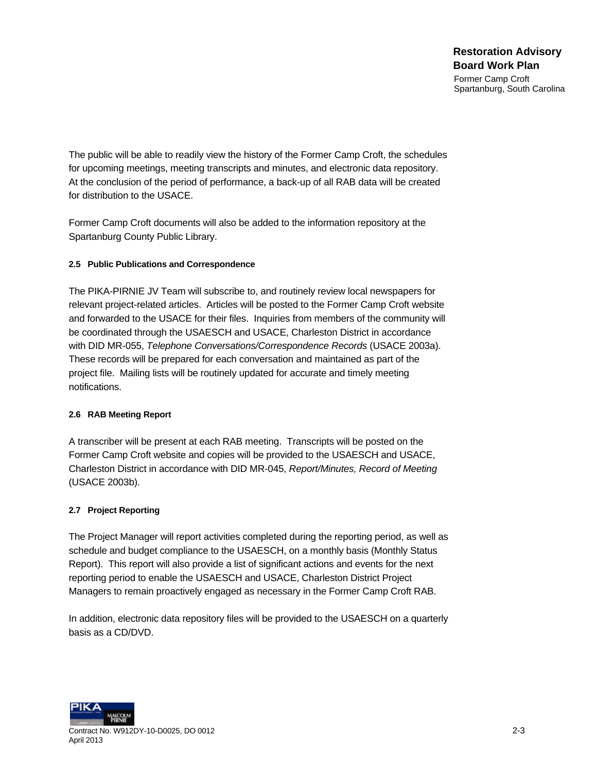The public will be able to readily view the history of the Former Camp Croft, the schedules for upcoming meetings, meeting transcripts and minutes, and electronic data repository. At the conclusion of the period of performance, a back-up of all RAB data will be created for distribution to the USACE.

Former Camp Croft documents will also be added to the information repository at the Spartanburg County Public Library.

### 2.5 Public Publications and Correspondence

The PIKA-PIRNIE JV Team will subscribe to, and routinely review local newspapers for relevant project-related articles. Articles will be posted to the Former Camp Croft website and forwarded to the USACE for their files. Inquiries from members of the community will be coordinated through the USAESCH and USACE, Charleston District in accordance with DID MR-055, *Telephone Conversations/Correspondence Records* (USACE 2003a). These records will be prepared for each conversation and maintained as part of the project file. Mailing lists will be routinely updated for accurate and timely meeting notifications.

### 2.6 RAB Meeting Report

A transcriber will be present at each RAB meeting. Transcripts will be posted on the Former Camp Croft website and copies will be provided to the USAESCH and USACE, Charleston District in accordance with DID MR-045, *Report/Minutes, Record of Meeting* (USACE 2003b).

### 2.7 Project Reporting

The Project Manager will report activities completed during the reporting period, as well as schedule and budget compliance to the USAESCH, on a monthly basis (Monthly Status Report). This report will also provide a list of significant actions and events for the next reporting period to enable the USAESCH and USACE, Charleston District Project Managers to remain proactively engaged as necessary in the Former Camp Croft RAB.

In addition, electronic data repository files will be provided to the USAESCH on a quarterly basis as a CD/DVD.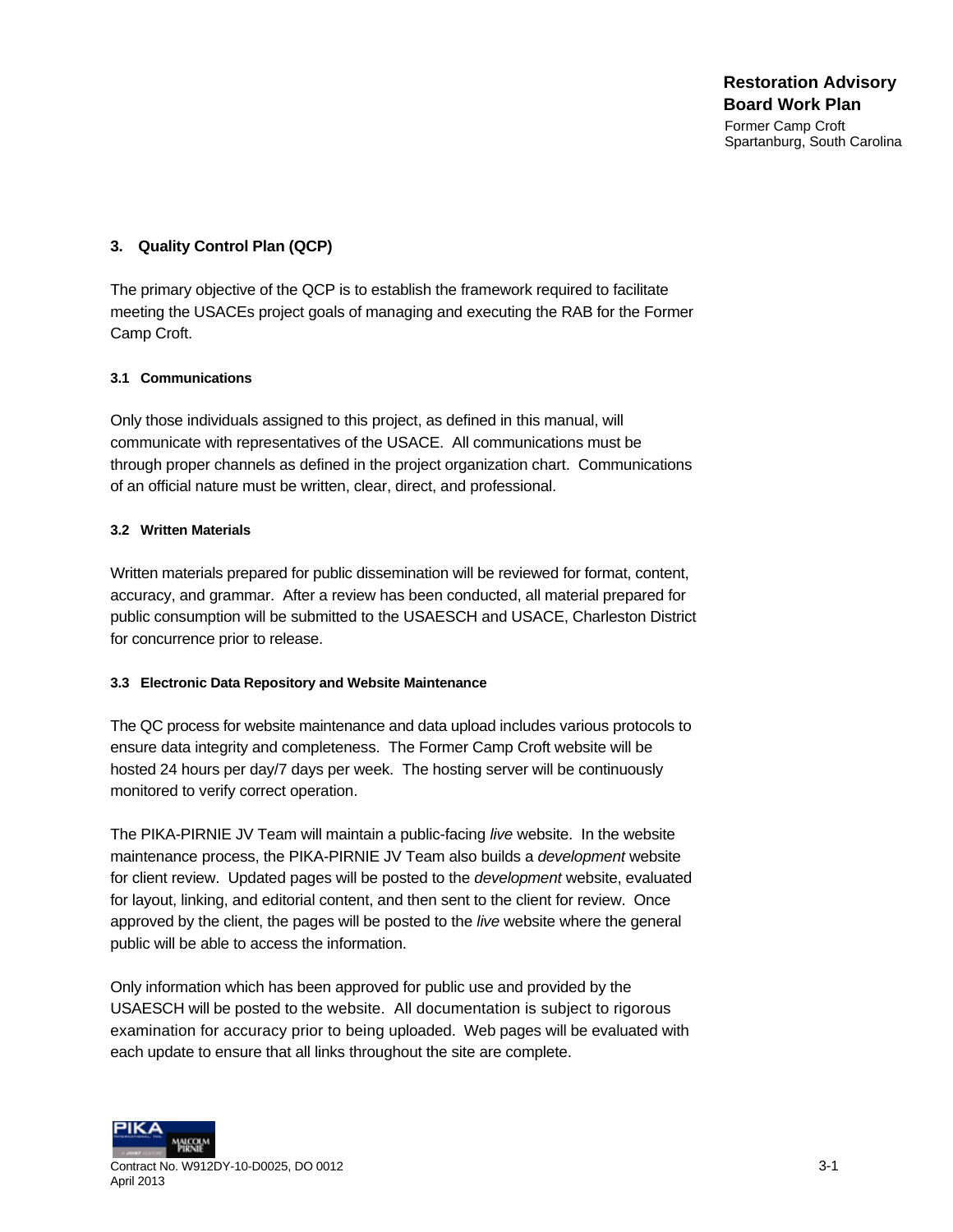## 3. Quality Control Plan (QCP)

The primary objective of the QCP is to establish the framework required to facilitate meeting the USACEs project goals of managing and executing the RAB for the Former Camp Croft.

### 3.1 Communications

Only those individuals assigned to this project, as defined in this manual, will communicate with representatives of the USACE. All communications must be through proper channels as defined in the project organization chart. Communications of an official nature must be written, clear, direct, and professional.

### 3.2 Written Materials

Written materials prepared for public dissemination will be reviewed for format, content, accuracy, and grammar. After a review has been conducted, all material prepared for public consumption will be submitted to the USAESCH and USACE, Charleston District for concurrence prior to release.

### 3.3 Electronic Data Repository and Website Maintenance

The QC process for website maintenance and data upload includes various protocols to ensure data integrity and completeness. The Former Camp Croft website will be hosted 24 hours per day/7 days per week. The hosting server will be continuously monitored to verify correct operation.

The PIKA-PIRNIE JV Team will maintain a public-facing *live* website. In the website maintenance process, the PIKA-PIRNIE JV Team also builds a *development* website for client review. Updated pages will be posted to the *development* website, evaluated for layout, linking, and editorial content, and then sent to the client for review. Once approved by the client, the pages will be posted to the *live* website where the general public will be able to access the information.

Only information which has been approved for public use and provided by the USAESCH will be posted to the website. All documentation is subject to rigorous examination for accuracy prior to being uploaded. Web pages will be evaluated with each update to ensure that all links throughout the site are complete.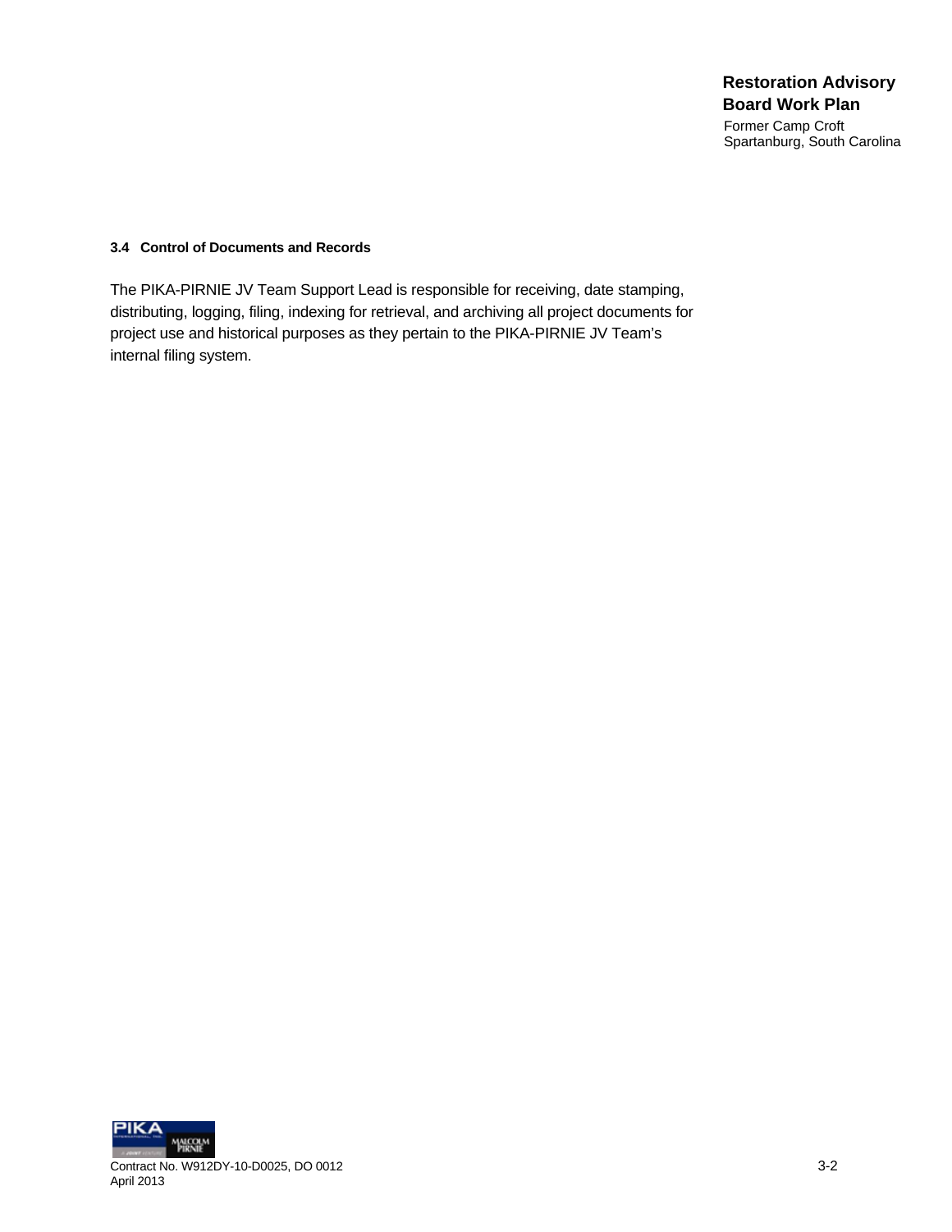### 3.4 Control of Documents and Records

The PIKA-PIRNIE JV Team Support Lead is responsible for receiving, date stamping, distributing, logging, filing, indexing for retrieval, and archiving all project documents for project use and historical purposes as they pertain to the PIKA-PIRNIE JV Team's internal filing system.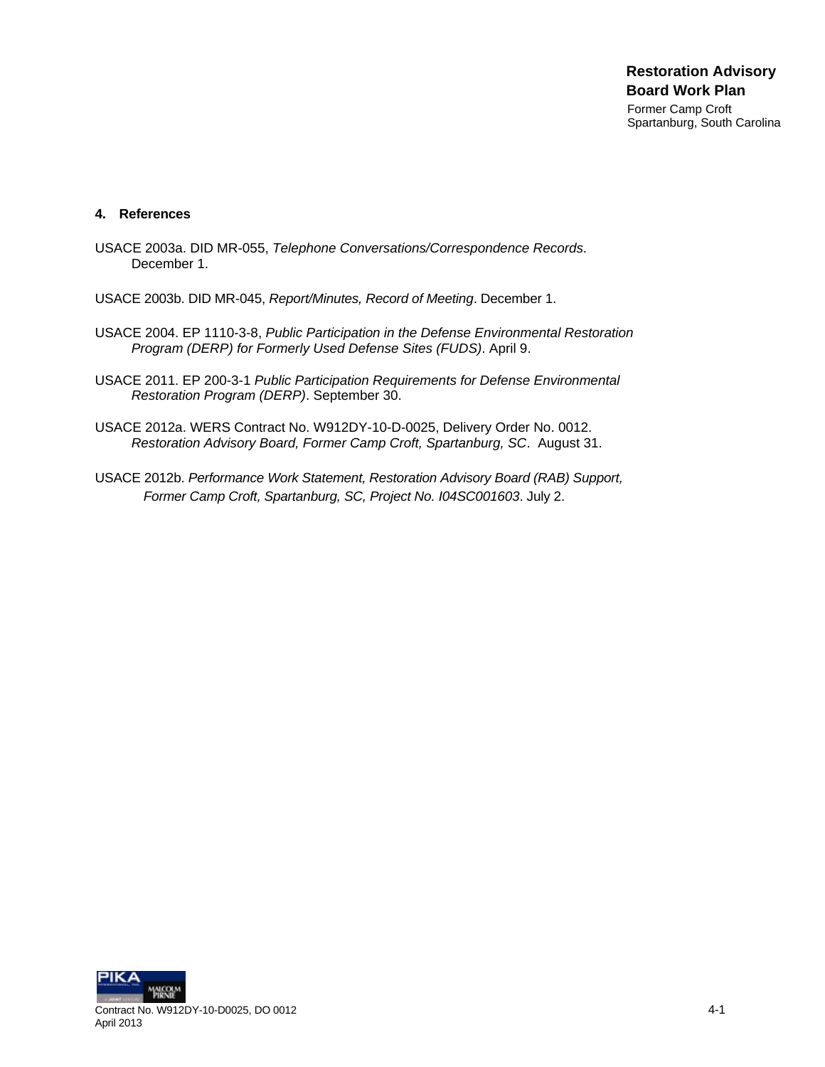## 4. References

USACE 2003a. DID MR-055, *Telephone Conversations/Correspondence Records*. December 1.

USACE 2003b. DID MR-045, *Report/Minutes, Record of Meeting*. December 1.

USACE 2004. EP 1110-3-8, *Public Participation in the Defense Environmental Restoration Program (DERP) for Formerly Used Defense Sites (FUDS)*. April 9.

USACE 2011. EP 200-3-1 *Public Participation Requirements for Defense Environmental Restoration Program (DERP)*. September 30.

USACE 2012a. WERS Contract No. W912DY-10-D-0025, Delivery Order No. 0012. *Restoration Advisory Board, Former Camp Croft, Spartanburg, SC*. August 31.

USACE 2012b. *Performance Work Statement, Restoration Advisory Board (RAB) Support, Former Camp Croft, Spartanburg, SC, Project No. I04SC001603*. July 2.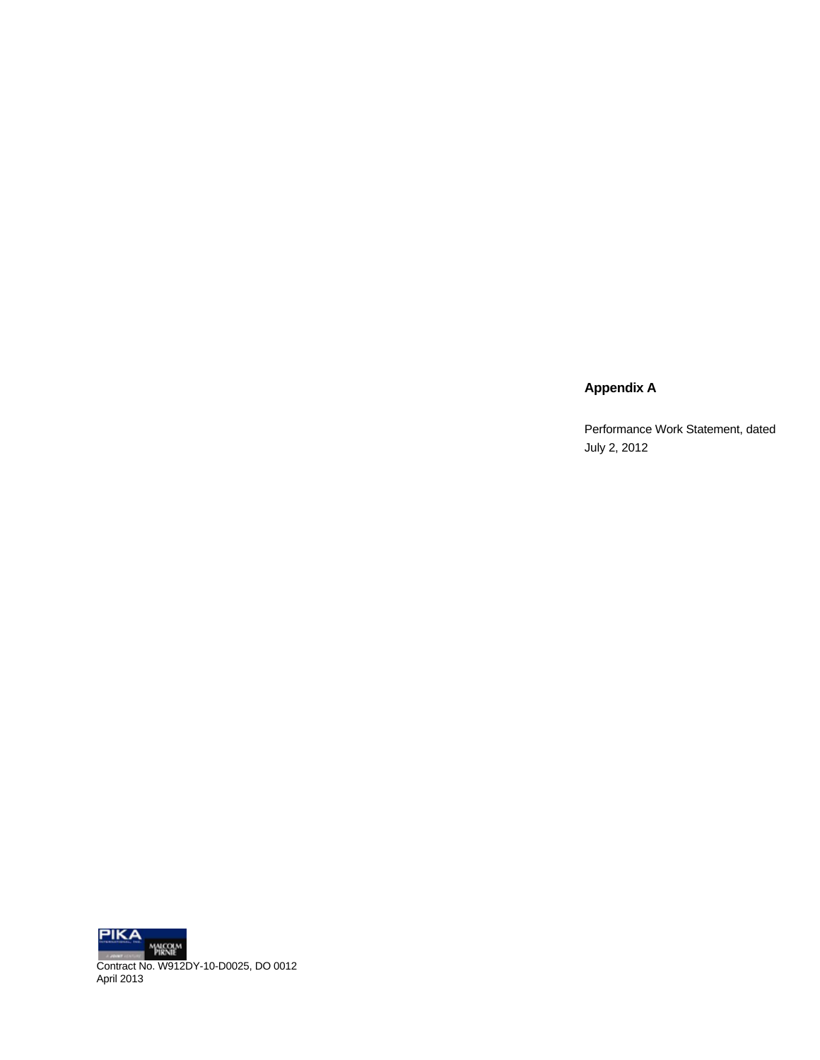## Appendix A

Performance Work Statement, dated July 2, 2012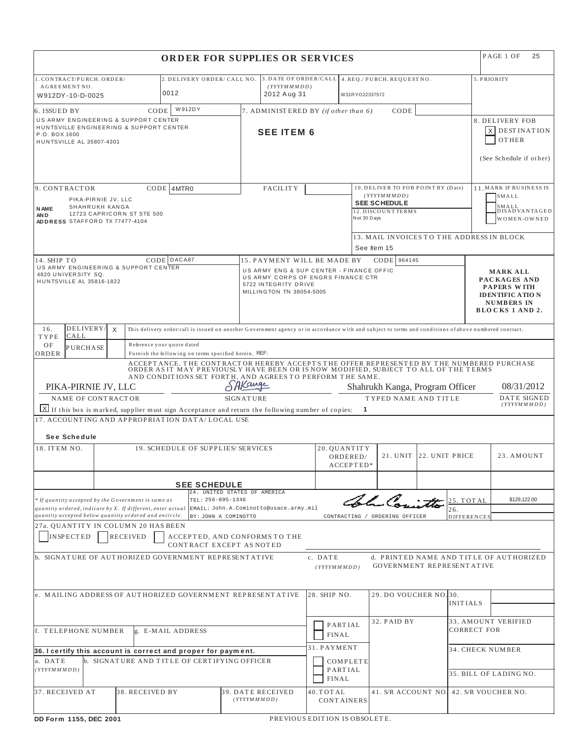# ORDER FOR SUPPLIES OR SERVICES

PAGE 1 OF 25

| 1. CONTRACT/PURCH. ORDER/ AGREEMENT NO. | 2. DELIVERY ORDER/ CALL NO. | 3. DATE OF ORDER/CALL (YYYYMMMDD) | 4. REQ./ PURCH. REQUEST NO. | 5. PRIORITY |
|---|---|---|---|---|
| W912DY-10-D-0025 | 0012 | 2012 Aug 31 | W31RYO22337572 | |

**6. ISSUED BY** CODE W912DY
US ARMY ENGINEERING & SUPPORT CENTER
HUNTSVILLE ENGINEERING & SUPPORT CENTER
P.O. BOX 1600
HUNTSVILLE AL 35807-4301

**7. ADMINISTERED BY** *(if other than 6)* CODE
**SEE ITEM 6**

**8. DELIVERY FOB**
[X] DESTINATION
[ ] OTHER
(See Schedule if other)

**9. CONTRACTOR** CODE 4MTR0 FACILITY
NAME AND ADDRESS:
PIKA-PIRNIE JV, LLC
SHAHRUKH KANGA
12723 CAPRICORN ST STE 500
STAFFORD TX 77477-4104

**10. DELIVER TO FOB POINT BY (Date)** (YYYYMMMDD)
SEE SCHEDULE

**11. MARK IF BUSINESS IS**
[ ] SMALL
[ ] SMALL DISADVANTAGED
[ ] WOMEN-OWNED

**12. DISCOUNT TERMS**
Net 30 Days

**13. MAIL INVOICES TO THE ADDRESS IN BLOCK**
See Item 15

**14. SHIP TO** CODE DACA87
US ARMY ENGINEERING & SUPPORT CENTER
4820 UNIVERSITY SQ.
HUNTSVILLE AL 35816-1822

**15. PAYMENT WILL BE MADE BY** CODE 964145
US ARMY ENG & SUP CENTER - FINANCE OFFIC
US ARMY CORPS OF ENGRS FINANCE CTR
5722 INTEGRITY DRIVE
MILLINGTON TN 38054-5005

**MARK ALL PACKAGES AND PAPERS WITH IDENTIFICATION NUMBERS IN BLOCKS 1 AND 2.**

**16. TYPE OF ORDER**

[X] DELIVERY/CALL — This delivery order/call is issued on another Government agency or in accordance with and subject to terms and conditions of above numbered contract.

[ ] PURCHASE — Reference your quote dated
Furnish the following on terms specified herein. REF:

ACCEPTANCE. THE CONTRACTOR HEREBY ACCEPTS THE OFFER REPRESENTED BY THE NUMBERED PURCHASE ORDER AS IT MAY PREVIOUSLY HAVE BEEN OR IS NOW MODIFIED, SUBJECT TO ALL OF THE TERMS AND CONDITIONS SET FORTH, AND AGREES TO PERFORM THE SAME.

| NAME OF CONTRACTOR | SIGNATURE | TYPED NAME AND TITLE | DATE SIGNED (YYYYMMMDD) |
|---|---|---|---|
| PIKA-PIRNIE JV, LLC | SAKanga | Shahrukh Kanga, Program Officer | 08/31/2012 |

[X] If this box is marked, supplier must sign Acceptance and return the following number of copies: 1

**17. ACCOUNTING AND APPROPRIATION DATA/ LOCAL USE**
See Schedule

| 18. ITEM NO. | 19. SCHEDULE OF SUPPLIES/ SERVICES | 20. QUANTITY ORDERED/ ACCEPTED* | 21. UNIT | 22. UNIT PRICE | 23. AMOUNT |
|---|---|---|---|---|---|
| | SEE SCHEDULE | | | | |

*If quantity accepted by the Government is same as quantity ordered, indicate by X. If different, enter actual quantity accepted below quantity ordered and encircle.*

24. UNITED STATES OF AMERICA
TEL: 256-895-1346
EMAIL: John.A.Cominotto@usace.army.mil
BY: JOHN A COMINOTTO — CONTRACTING / ORDERING OFFICER

25. TOTAL: $129,122.00
26. DIFFERENCES

27a. QUANTITY IN COLUMN 20 HAS BEEN
[ ] INSPECTED [ ] RECEIVED [ ] ACCEPTED, AND CONFORMS TO THE CONTRACT EXCEPT AS NOTED

b. SIGNATURE OF AUTHORIZED GOVERNMENT REPRESENTATIVE
c. DATE (YYYYMMMDD)
d. PRINTED NAME AND TITLE OF AUTHORIZED GOVERNMENT REPRESENTATIVE

e. MAILING ADDRESS OF AUTHORIZED GOVERNMENT REPRESENTATIVE
28. SHIP NO.
29. DO VOUCHER NO.
30. INITIALS

f. TELEPHONE NUMBER
g. E-MAIL ADDRESS
[ ] PARTIAL [ ] FINAL
32. PAID BY
33. AMOUNT VERIFIED CORRECT FOR

**36. I certify this account is correct and proper for payment.**
a. DATE (YYYYMMMDD)
b. SIGNATURE AND TITLE OF CERTIFYING OFFICER
31. PAYMENT [ ] COMPLETE [ ] PARTIAL [ ] FINAL
34. CHECK NUMBER
35. BILL OF LADING NO.

| 37. RECEIVED AT | 38. RECEIVED BY | 39. DATE RECEIVED (YYYYMMMDD) | 40. TOTAL CONTAINERS | 41. S/R ACCOUNT NO. | 42. S/R VOUCHER NO. |
|---|---|---|---|---|---|
| | | | | | |

DD Form 1155, DEC 2001 PREVIOUS EDITION IS OBSOLETE.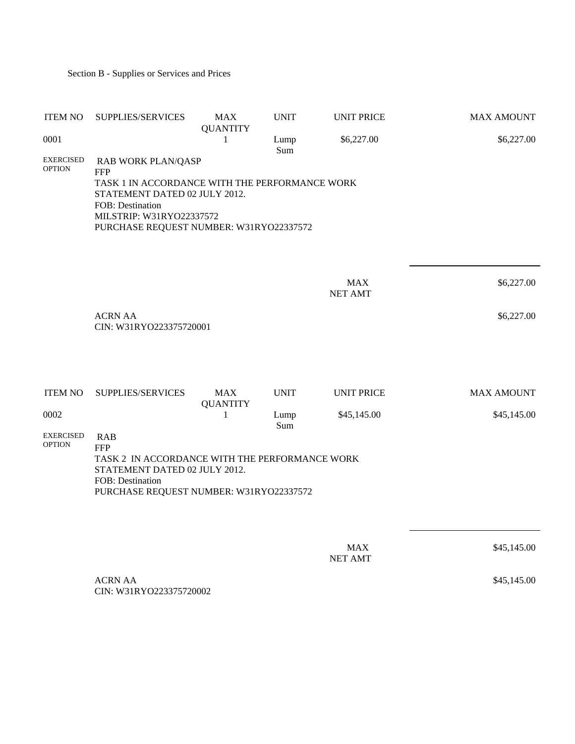Section B - Supplies or Services and Prices

| ITEM NO | SUPPLIES/SERVICES | MAX QUANTITY | UNIT | UNIT PRICE | MAX AMOUNT |
|---|---|---|---|---|---|
| 0001 | | 1 | Lump Sum | $6,227.00 | $6,227.00 |
| EXERCISED OPTION | RAB WORK PLAN/QASP | | | | |

FFP
TASK 1 IN ACCORDANCE WITH THE PERFORMANCE WORK STATEMENT DATED 02 JULY 2012.
FOB: Destination
MILSTRIP: W31RYO22337572
PURCHASE REQUEST NUMBER: W31RYO22337572

| | |
|---|---|
| MAX NET AMT | $6,227.00 |

ACRN AA $6,227.00
CIN: W31RYO223375720001

| ITEM NO | SUPPLIES/SERVICES | MAX QUANTITY | UNIT | UNIT PRICE | MAX AMOUNT |
|---|---|---|---|---|---|
| 0002 | | 1 | Lump Sum | $45,145.00 | $45,145.00 |
| EXERCISED OPTION | RAB | | | | |

FFP
TASK 2 IN ACCORDANCE WITH THE PERFORMANCE WORK STATEMENT DATED 02 JULY 2012.
FOB: Destination
PURCHASE REQUEST NUMBER: W31RYO22337572

| | |
|---|---|
| MAX NET AMT | $45,145.00 |

ACRN AA $45,145.00
CIN: W31RYO223375720002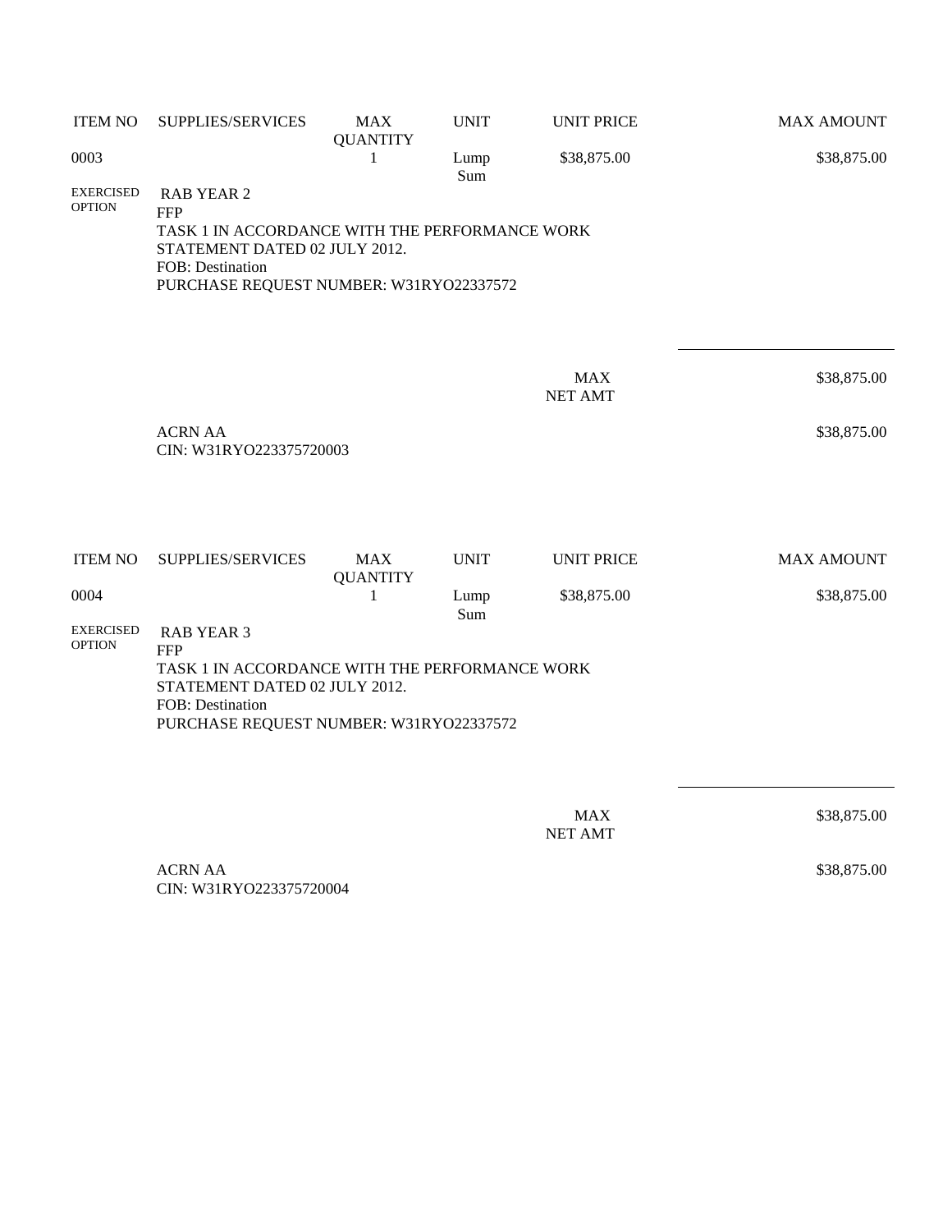| ITEM NO | SUPPLIES/SERVICES | MAX QUANTITY | UNIT | UNIT PRICE | MAX AMOUNT |
|---|---|---|---|---|---|
| 0003 | | 1 | Lump Sum | $38,875.00 | $38,875.00 |

EXERCISED OPTION

RAB YEAR 2
FFP
TASK 1 IN ACCORDANCE WITH THE PERFORMANCE WORK STATEMENT DATED 02 JULY 2012.
FOB: Destination
PURCHASE REQUEST NUMBER: W31RYO22337572

MAX NET AMT $38,875.00

ACRN AA $38,875.00
CIN: W31RYO223375720003

| ITEM NO | SUPPLIES/SERVICES | MAX QUANTITY | UNIT | UNIT PRICE | MAX AMOUNT |
|---|---|---|---|---|---|
| 0004 | | 1 | Lump Sum | $38,875.00 | $38,875.00 |

EXERCISED OPTION

RAB YEAR 3
FFP
TASK 1 IN ACCORDANCE WITH THE PERFORMANCE WORK STATEMENT DATED 02 JULY 2012.
FOB: Destination
PURCHASE REQUEST NUMBER: W31RYO22337572

MAX NET AMT $38,875.00

ACRN AA $38,875.00
CIN: W31RYO223375720004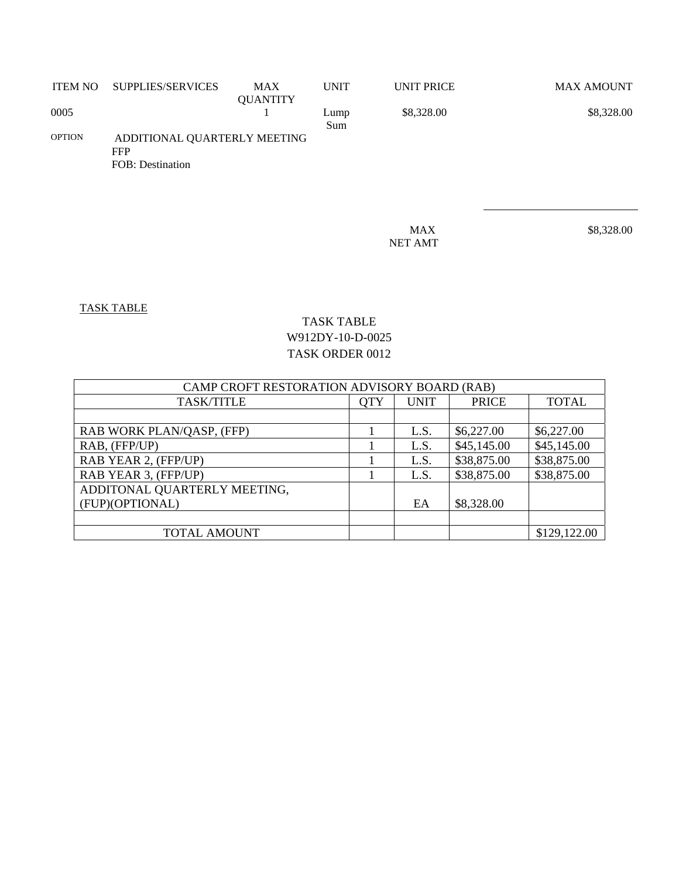| ITEM NO | SUPPLIES/SERVICES | MAX QUANTITY | UNIT | UNIT PRICE | MAX AMOUNT |
|---|---|---|---|---|---|
| 0005 | | 1 | Lump Sum | $8,328.00 | $8,328.00 |
| OPTION | ADDITIONAL QUARTERLY MEETING<br>FFP<br>FOB: Destination | | | | |

MAX NET AMT $8,328.00

TASK TABLE

TASK TABLE
W912DY-10-D-0025
TASK ORDER 0012

| CAMP CROFT RESTORATION ADVISORY BOARD (RAB) | | | | |
|---|---|---|---|---|
| TASK/TITLE | QTY | UNIT | PRICE | TOTAL |
| | | | | |
| RAB WORK PLAN/QASP, (FFP) | 1 | L.S. | $6,227.00 | $6,227.00 |
| RAB, (FFP/UP) | 1 | L.S. | $45,145.00 | $45,145.00 |
| RAB YEAR 2, (FFP/UP) | 1 | L.S. | $38,875.00 | $38,875.00 |
| RAB YEAR 3, (FFP/UP) | 1 | L.S. | $38,875.00 | $38,875.00 |
| ADDITONAL QUARTERLY MEETING, (FUP)(OPTIONAL) | | EA | $8,328.00 | |
| | | | | |
| TOTAL AMOUNT | | | | $129,122.00 |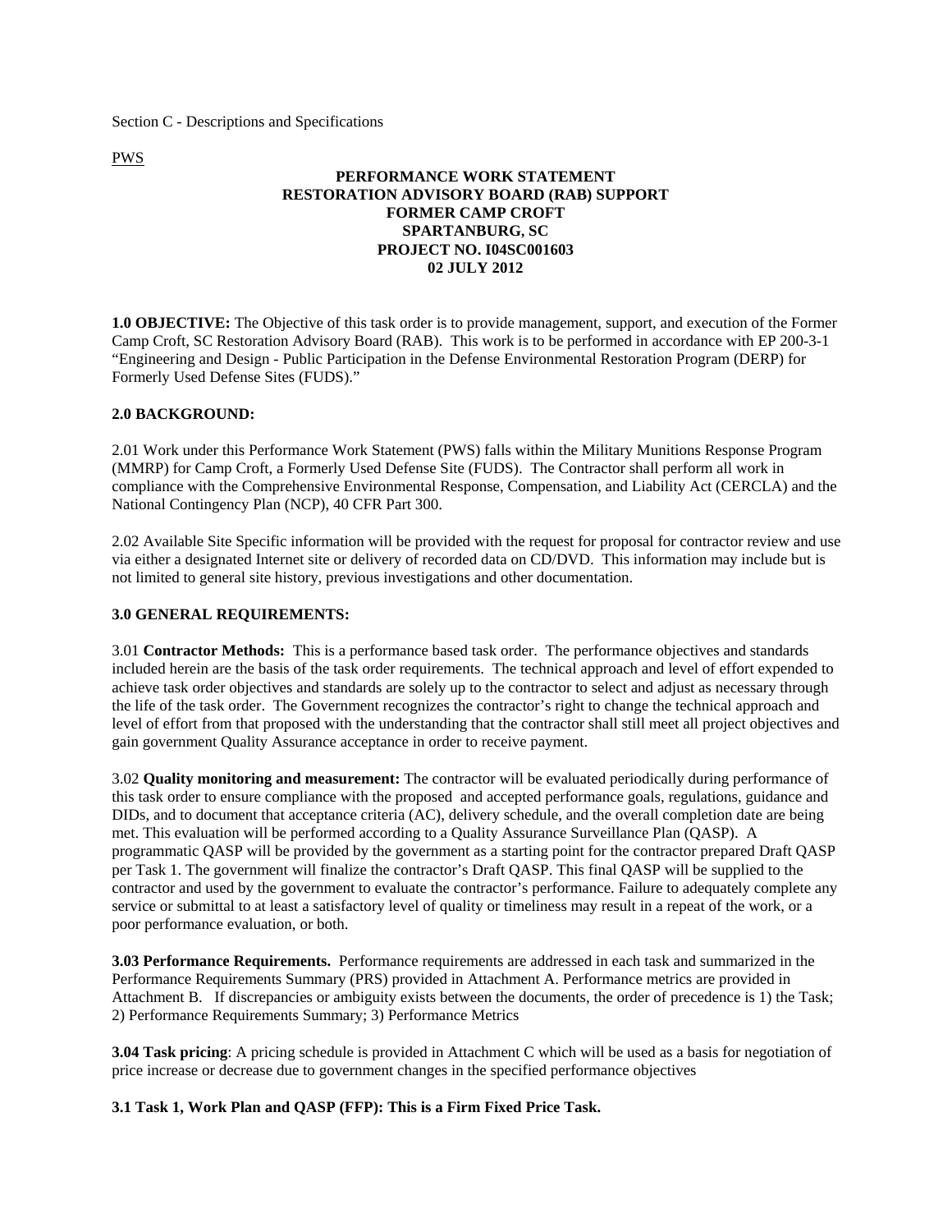Section C - Descriptions and Specifications

PWS

**PERFORMANCE WORK STATEMENT**
**RESTORATION ADVISORY BOARD (RAB) SUPPORT**
**FORMER CAMP CROFT**
**SPARTANBURG, SC**
**PROJECT NO. I04SC001603**
**02 JULY 2012**

**1.0 OBJECTIVE:** The Objective of this task order is to provide management, support, and execution of the Former Camp Croft, SC Restoration Advisory Board (RAB). This work is to be performed in accordance with EP 200-3-1 "Engineering and Design - Public Participation in the Defense Environmental Restoration Program (DERP) for Formerly Used Defense Sites (FUDS)."

**2.0 BACKGROUND:**

2.01 Work under this Performance Work Statement (PWS) falls within the Military Munitions Response Program (MMRP) for Camp Croft, a Formerly Used Defense Site (FUDS). The Contractor shall perform all work in compliance with the Comprehensive Environmental Response, Compensation, and Liability Act (CERCLA) and the National Contingency Plan (NCP), 40 CFR Part 300.

2.02 Available Site Specific information will be provided with the request for proposal for contractor review and use via either a designated Internet site or delivery of recorded data on CD/DVD. This information may include but is not limited to general site history, previous investigations and other documentation.

**3.0 GENERAL REQUIREMENTS:**

3.01 **Contractor Methods:** This is a performance based task order. The performance objectives and standards included herein are the basis of the task order requirements. The technical approach and level of effort expended to achieve task order objectives and standards are solely up to the contractor to select and adjust as necessary through the life of the task order. The Government recognizes the contractor's right to change the technical approach and level of effort from that proposed with the understanding that the contractor shall still meet all project objectives and gain government Quality Assurance acceptance in order to receive payment.

3.02 **Quality monitoring and measurement:** The contractor will be evaluated periodically during performance of this task order to ensure compliance with the proposed and accepted performance goals, regulations, guidance and DIDs, and to document that acceptance criteria (AC), delivery schedule, and the overall completion date are being met. This evaluation will be performed according to a Quality Assurance Surveillance Plan (QASP). A programmatic QASP will be provided by the government as a starting point for the contractor prepared Draft QASP per Task 1. The government will finalize the contractor's Draft QASP. This final QASP will be supplied to the contractor and used by the government to evaluate the contractor's performance. Failure to adequately complete any service or submittal to at least a satisfactory level of quality or timeliness may result in a repeat of the work, or a poor performance evaluation, or both.

**3.03 Performance Requirements.** Performance requirements are addressed in each task and summarized in the Performance Requirements Summary (PRS) provided in Attachment A. Performance metrics are provided in Attachment B. If discrepancies or ambiguity exists between the documents, the order of precedence is 1) the Task; 2) Performance Requirements Summary; 3) Performance Metrics

**3.04 Task pricing**: A pricing schedule is provided in Attachment C which will be used as a basis for negotiation of price increase or decrease due to government changes in the specified performance objectives

**3.1 Task 1, Work Plan and QASP (FFP): This is a Firm Fixed Price Task.**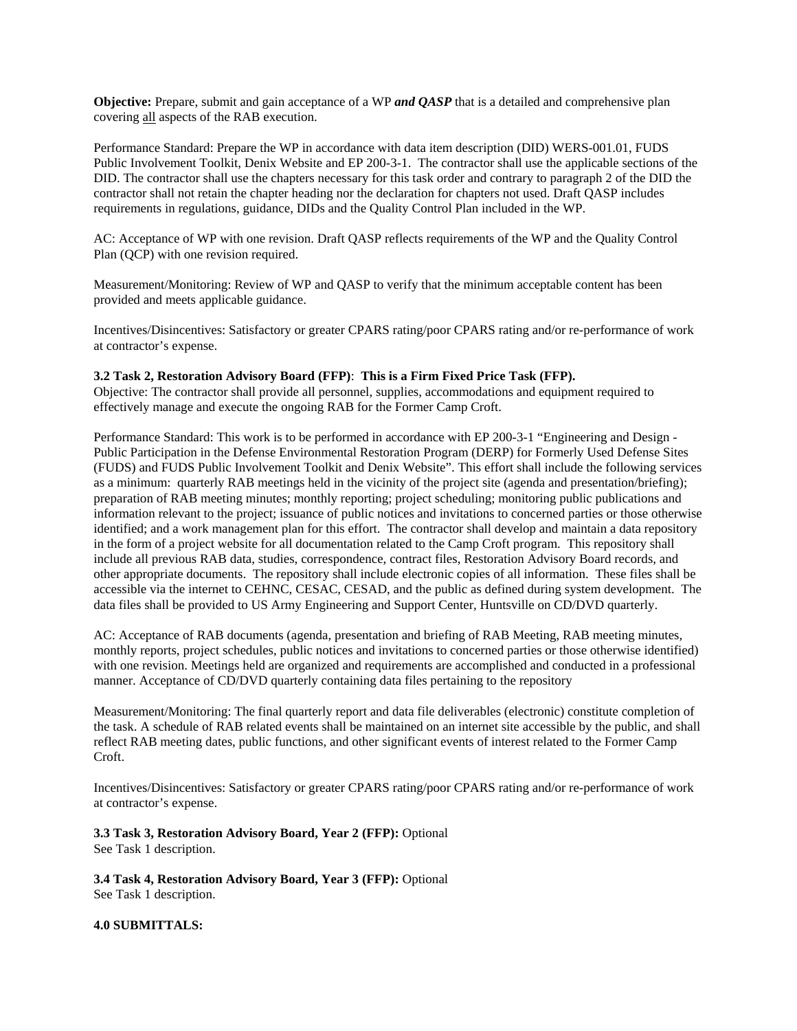**Objective:** Prepare, submit and gain acceptance of a WP ***and QASP*** that is a detailed and comprehensive plan covering <u>all</u> aspects of the RAB execution.

Performance Standard: Prepare the WP in accordance with data item description (DID) WERS-001.01, FUDS Public Involvement Toolkit, Denix Website and EP 200-3-1. The contractor shall use the applicable sections of the DID. The contractor shall use the chapters necessary for this task order and contrary to paragraph 2 of the DID the contractor shall not retain the chapter heading nor the declaration for chapters not used. Draft QASP includes requirements in regulations, guidance, DIDs and the Quality Control Plan included in the WP.

AC: Acceptance of WP with one revision. Draft QASP reflects requirements of the WP and the Quality Control Plan (QCP) with one revision required.

Measurement/Monitoring: Review of WP and QASP to verify that the minimum acceptable content has been provided and meets applicable guidance.

Incentives/Disincentives: Satisfactory or greater CPARS rating/poor CPARS rating and/or re-performance of work at contractor's expense.

**3.2 Task 2, Restoration Advisory Board (FFP)**: **This is a Firm Fixed Price Task (FFP).**
Objective: The contractor shall provide all personnel, supplies, accommodations and equipment required to effectively manage and execute the ongoing RAB for the Former Camp Croft.

Performance Standard: This work is to be performed in accordance with EP 200-3-1 "Engineering and Design - Public Participation in the Defense Environmental Restoration Program (DERP) for Formerly Used Defense Sites (FUDS) and FUDS Public Involvement Toolkit and Denix Website". This effort shall include the following services as a minimum: quarterly RAB meetings held in the vicinity of the project site (agenda and presentation/briefing); preparation of RAB meeting minutes; monthly reporting; project scheduling; monitoring public publications and information relevant to the project; issuance of public notices and invitations to concerned parties or those otherwise identified; and a work management plan for this effort. The contractor shall develop and maintain a data repository in the form of a project website for all documentation related to the Camp Croft program. This repository shall include all previous RAB data, studies, correspondence, contract files, Restoration Advisory Board records, and other appropriate documents. The repository shall include electronic copies of all information. These files shall be accessible via the internet to CEHNC, CESAC, CESAD, and the public as defined during system development. The data files shall be provided to US Army Engineering and Support Center, Huntsville on CD/DVD quarterly.

AC: Acceptance of RAB documents (agenda, presentation and briefing of RAB Meeting, RAB meeting minutes, monthly reports, project schedules, public notices and invitations to concerned parties or those otherwise identified) with one revision. Meetings held are organized and requirements are accomplished and conducted in a professional manner. Acceptance of CD/DVD quarterly containing data files pertaining to the repository

Measurement/Monitoring: The final quarterly report and data file deliverables (electronic) constitute completion of the task. A schedule of RAB related events shall be maintained on an internet site accessible by the public, and shall reflect RAB meeting dates, public functions, and other significant events of interest related to the Former Camp Croft.

Incentives/Disincentives: Satisfactory or greater CPARS rating/poor CPARS rating and/or re-performance of work at contractor's expense.

**3.3 Task 3, Restoration Advisory Board, Year 2 (FFP):** Optional
See Task 1 description.

**3.4 Task 4, Restoration Advisory Board, Year 3 (FFP):** Optional
See Task 1 description.

**4.0 SUBMITTALS:**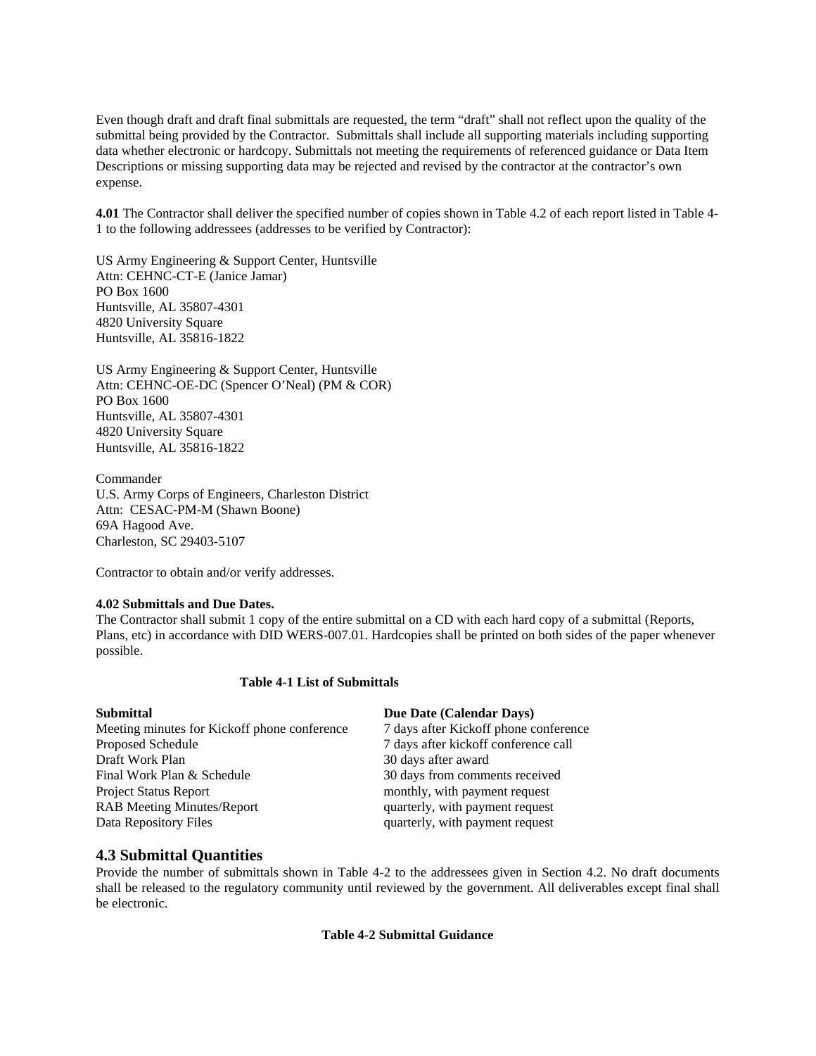Even though draft and draft final submittals are requested, the term "draft" shall not reflect upon the quality of the submittal being provided by the Contractor. Submittals shall include all supporting materials including supporting data whether electronic or hardcopy. Submittals not meeting the requirements of referenced guidance or Data Item Descriptions or missing supporting data may be rejected and revised by the contractor at the contractor's own expense.

**4.01** The Contractor shall deliver the specified number of copies shown in Table 4.2 of each report listed in Table 4-1 to the following addressees (addresses to be verified by Contractor):

US Army Engineering & Support Center, Huntsville
Attn: CEHNC-CT-E (Janice Jamar)
PO Box 1600
Huntsville, AL 35807-4301
4820 University Square
Huntsville, AL 35816-1822

US Army Engineering & Support Center, Huntsville
Attn: CEHNC-OE-DC (Spencer O'Neal) (PM & COR)
PO Box 1600
Huntsville, AL 35807-4301
4820 University Square
Huntsville, AL 35816-1822

Commander
U.S. Army Corps of Engineers, Charleston District
Attn: CESAC-PM-M (Shawn Boone)
69A Hagood Ave.
Charleston, SC 29403-5107

Contractor to obtain and/or verify addresses.

**4.02 Submittals and Due Dates.**
The Contractor shall submit 1 copy of the entire submittal on a CD with each hard copy of a submittal (Reports, Plans, etc) in accordance with DID WERS-007.01. Hardcopies shall be printed on both sides of the paper whenever possible.

**Table 4-1 List of Submittals**

| Submittal | Due Date (Calendar Days) |
|---|---|
| Meeting minutes for Kickoff phone conference | 7 days after Kickoff phone conference |
| Proposed Schedule | 7 days after kickoff conference call |
| Draft Work Plan | 30 days after award |
| Final Work Plan & Schedule | 30 days from comments received |
| Project Status Report | monthly, with payment request |
| RAB Meeting Minutes/Report | quarterly, with payment request |
| Data Repository Files | quarterly, with payment request |

## 4.3 Submittal Quantities

Provide the number of submittals shown in Table 4-2 to the addressees given in Section 4.2. No draft documents shall be released to the regulatory community until reviewed by the government. All deliverables except final shall be electronic.

**Table 4-2 Submittal Guidance**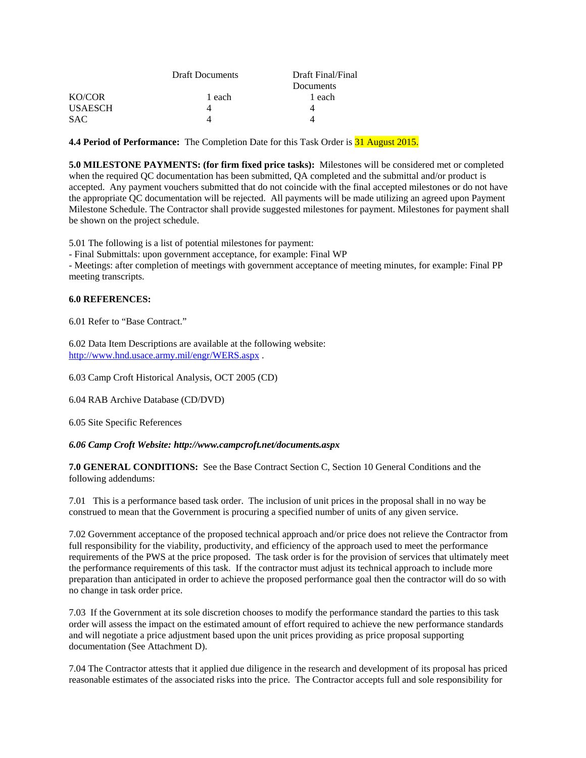| | Draft Documents | Draft Final/Final Documents |
|---|---|---|
| KO/COR | 1 each | 1 each |
| USAESCH | 4 | 4 |
| SAC | 4 | 4 |

**4.4 Period of Performance:** The Completion Date for this Task Order is 31 August 2015.

**5.0 MILESTONE PAYMENTS: (for firm fixed price tasks):** Milestones will be considered met or completed when the required QC documentation has been submitted, QA completed and the submittal and/or product is accepted. Any payment vouchers submitted that do not coincide with the final accepted milestones or do not have the appropriate QC documentation will be rejected. All payments will be made utilizing an agreed upon Payment Milestone Schedule. The Contractor shall provide suggested milestones for payment. Milestones for payment shall be shown on the project schedule.

5.01 The following is a list of potential milestones for payment:
- Final Submittals: upon government acceptance, for example: Final WP
- Meetings: after completion of meetings with government acceptance of meeting minutes, for example: Final PP meeting transcripts.

**6.0 REFERENCES:**

6.01 Refer to "Base Contract."

6.02 Data Item Descriptions are available at the following website: http://www.hnd.usace.army.mil/engr/WERS.aspx .

6.03 Camp Croft Historical Analysis, OCT 2005 (CD)

6.04 RAB Archive Database (CD/DVD)

6.05 Site Specific References

***6.06 Camp Croft Website: http://www.campcroft.net/documents.aspx***

**7.0 GENERAL CONDITIONS:** See the Base Contract Section C, Section 10 General Conditions and the following addendums:

7.01 This is a performance based task order. The inclusion of unit prices in the proposal shall in no way be construed to mean that the Government is procuring a specified number of units of any given service.

7.02 Government acceptance of the proposed technical approach and/or price does not relieve the Contractor from full responsibility for the viability, productivity, and efficiency of the approach used to meet the performance requirements of the PWS at the price proposed. The task order is for the provision of services that ultimately meet the performance requirements of this task. If the contractor must adjust its technical approach to include more preparation than anticipated in order to achieve the proposed performance goal then the contractor will do so with no change in task order price.

7.03 If the Government at its sole discretion chooses to modify the performance standard the parties to this task order will assess the impact on the estimated amount of effort required to achieve the new performance standards and will negotiate a price adjustment based upon the unit prices providing as price proposal supporting documentation (See Attachment D).

7.04 The Contractor attests that it applied due diligence in the research and development of its proposal has priced reasonable estimates of the associated risks into the price. The Contractor accepts full and sole responsibility for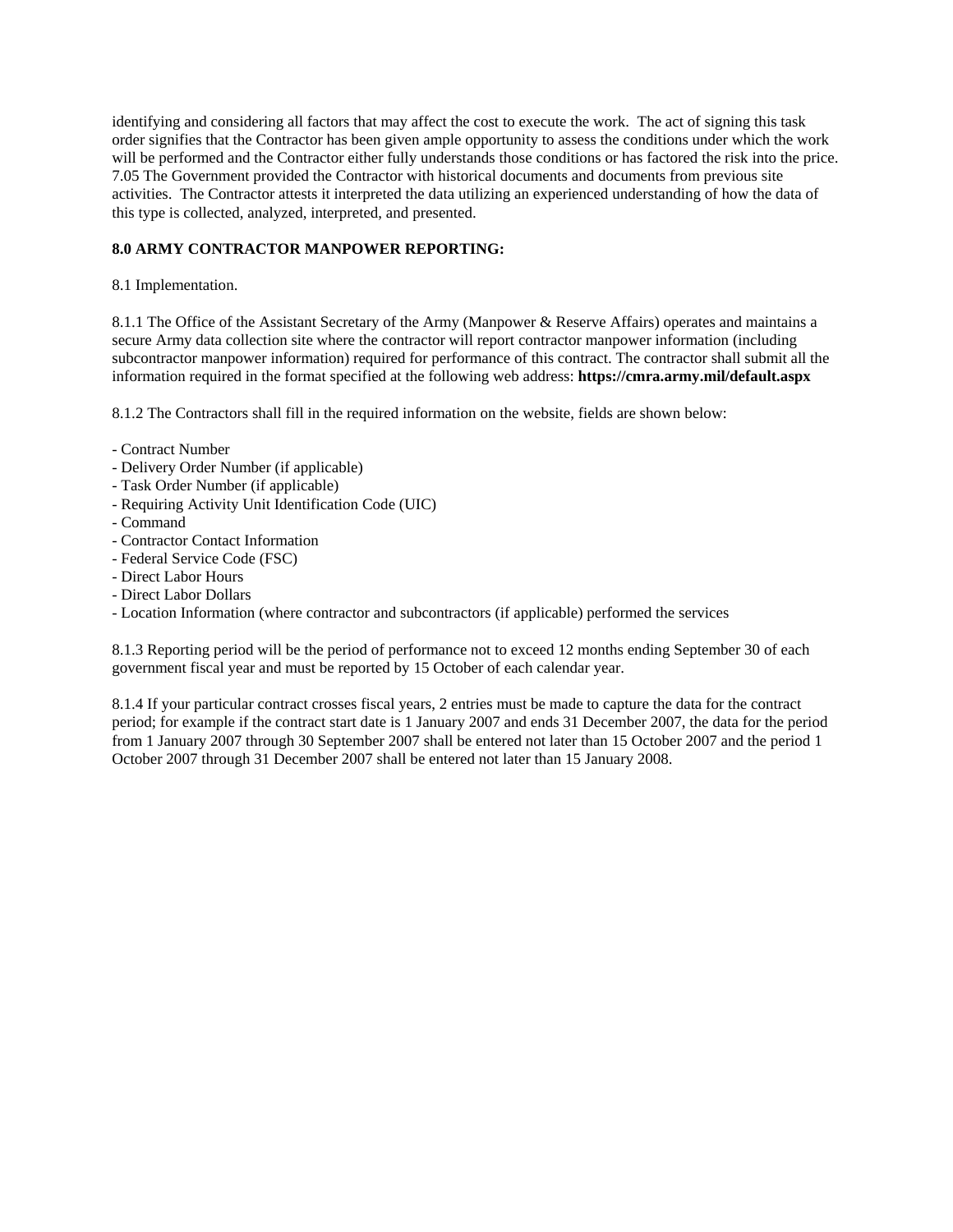identifying and considering all factors that may affect the cost to execute the work. The act of signing this task order signifies that the Contractor has been given ample opportunity to assess the conditions under which the work will be performed and the Contractor either fully understands those conditions or has factored the risk into the price.
7.05 The Government provided the Contractor with historical documents and documents from previous site activities. The Contractor attests it interpreted the data utilizing an experienced understanding of how the data of this type is collected, analyzed, interpreted, and presented.

**8.0 ARMY CONTRACTOR MANPOWER REPORTING:**

8.1 Implementation.

8.1.1 The Office of the Assistant Secretary of the Army (Manpower & Reserve Affairs) operates and maintains a secure Army data collection site where the contractor will report contractor manpower information (including subcontractor manpower information) required for performance of this contract. The contractor shall submit all the information required in the format specified at the following web address: **https://cmra.army.mil/default.aspx**

8.1.2 The Contractors shall fill in the required information on the website, fields are shown below:

- Contract Number
- Delivery Order Number (if applicable)
- Task Order Number (if applicable)
- Requiring Activity Unit Identification Code (UIC)
- Command
- Contractor Contact Information
- Federal Service Code (FSC)
- Direct Labor Hours
- Direct Labor Dollars
- Location Information (where contractor and subcontractors (if applicable) performed the services

8.1.3 Reporting period will be the period of performance not to exceed 12 months ending September 30 of each government fiscal year and must be reported by 15 October of each calendar year.

8.1.4 If your particular contract crosses fiscal years, 2 entries must be made to capture the data for the contract period; for example if the contract start date is 1 January 2007 and ends 31 December 2007, the data for the period from 1 January 2007 through 30 September 2007 shall be entered not later than 15 October 2007 and the period 1 October 2007 through 31 December 2007 shall be entered not later than 15 January 2008.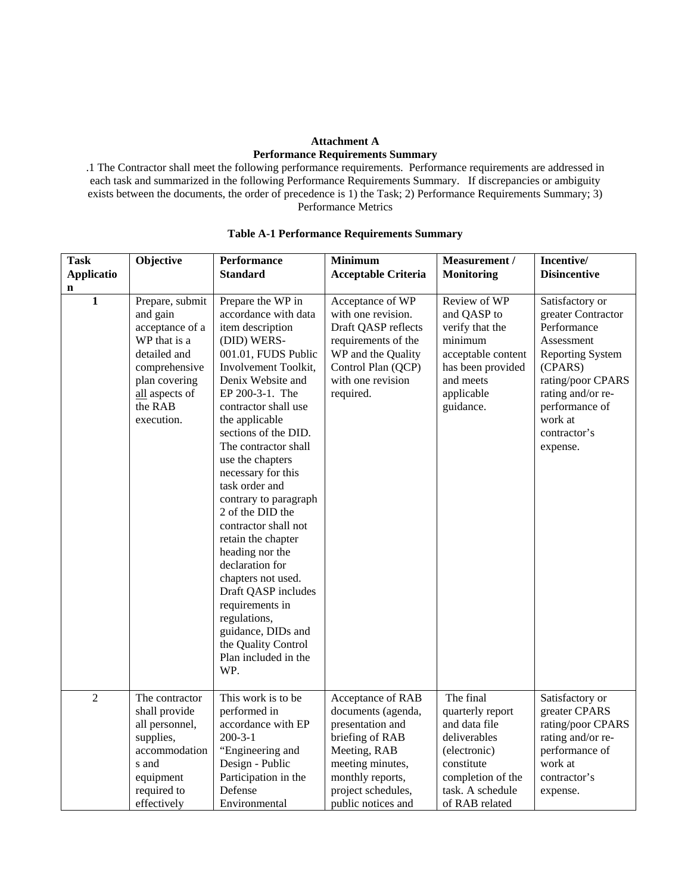**Attachment A**
**Performance Requirements Summary**

.1 The Contractor shall meet the following performance requirements. Performance requirements are addressed in each task and summarized in the following Performance Requirements Summary. If discrepancies or ambiguity exists between the documents, the order of precedence is 1) the Task; 2) Performance Requirements Summary; 3) Performance Metrics

**Table A-1 Performance Requirements Summary**

| Task Application | Objective | Performance Standard | Minimum Acceptable Criteria | Measurement / Monitoring | Incentive/ Disincentive |
|---|---|---|---|---|---|
| **1** | Prepare, submit and gain acceptance of a WP that is a detailed and comprehensive plan covering all aspects of the RAB execution. | Prepare the WP in accordance with data item description (DID) WERS-001.01, FUDS Public Involvement Toolkit, Denix Website and EP 200-3-1. The contractor shall use the applicable sections of the DID. The contractor shall use the chapters necessary for this task order and contrary to paragraph 2 of the DID the contractor shall not retain the chapter heading nor the declaration for chapters not used. Draft QASP includes requirements in regulations, guidance, DIDs and the Quality Control Plan included in the WP. | Acceptance of WP with one revision. Draft QASP reflects requirements of the WP and the Quality Control Plan (QCP) with one revision required. | Review of WP and QASP to verify that the minimum acceptable content has been provided and meets applicable guidance. | Satisfactory or greater Contractor Performance Assessment Reporting System (CPARS) rating/poor CPARS rating and/or re-performance of work at contractor's expense. |
| 2 | The contractor shall provide all personnel, supplies, accommodations and equipment required to effectively | This work is to be performed in accordance with EP 200-3-1 "Engineering and Design - Public Participation in the Defense Environmental | Acceptance of RAB documents (agenda, presentation and briefing of RAB Meeting, RAB meeting minutes, monthly reports, project schedules, public notices and | The final quarterly report and data file deliverables (electronic) constitute completion of the task. A schedule of RAB related | Satisfactory or greater CPARS rating/poor CPARS rating and/or re-performance of work at contractor's expense. |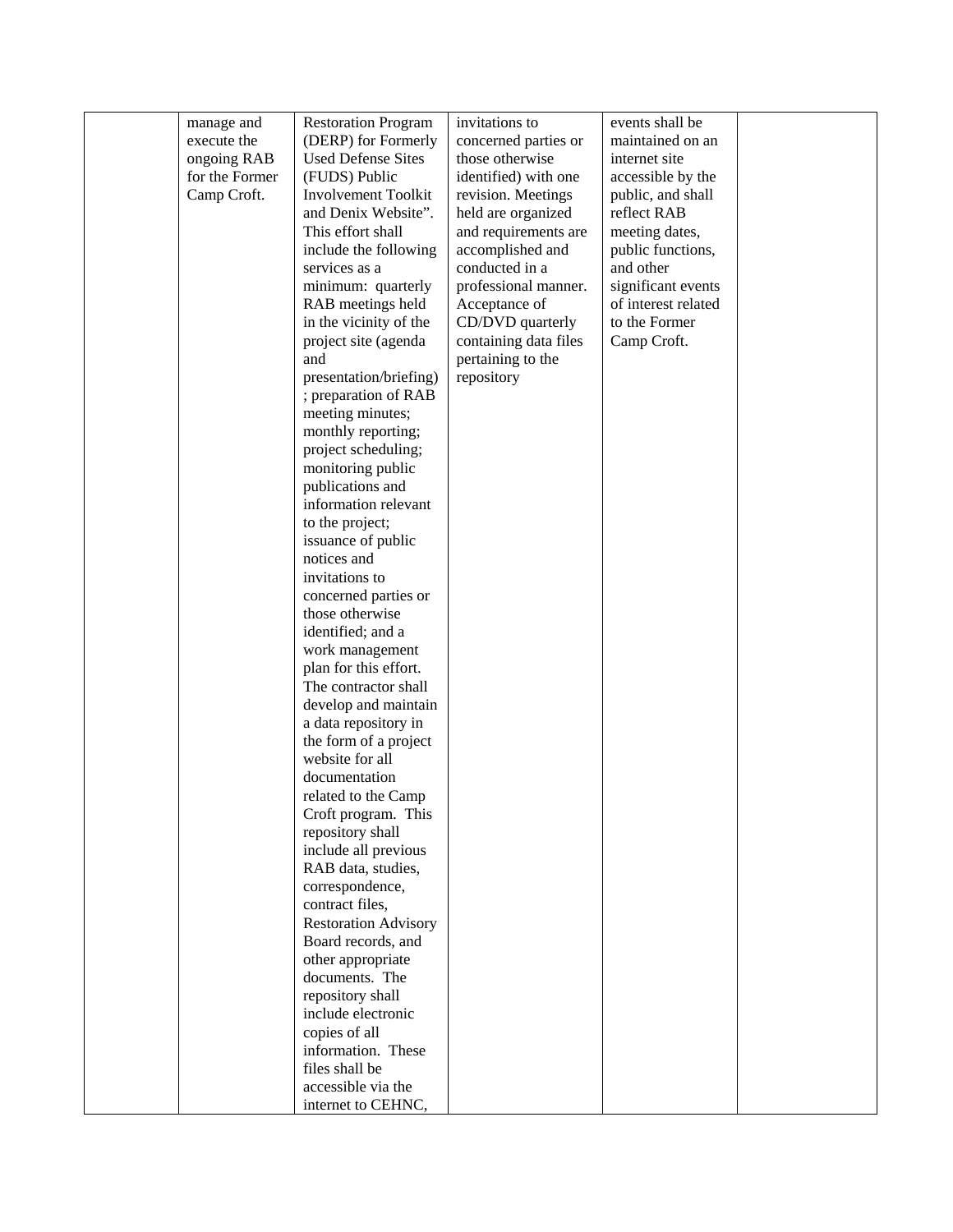| | | | | | |
|---|---|---|---|---|---|
| | manage and execute the ongoing RAB for the Former Camp Croft. | Restoration Program (DERP) for Formerly Used Defense Sites (FUDS) Public Involvement Toolkit and Denix Website". This effort shall include the following services as a minimum: quarterly RAB meetings held in the vicinity of the project site (agenda and presentation/briefing) ; preparation of RAB meeting minutes; monthly reporting; project scheduling; monitoring public publications and information relevant to the project; issuance of public notices and invitations to concerned parties or those otherwise identified; and a work management plan for this effort. The contractor shall develop and maintain a data repository in the form of a project website for all documentation related to the Camp Croft program. This repository shall include all previous RAB data, studies, correspondence, contract files, Restoration Advisory Board records, and other appropriate documents. The repository shall include electronic copies of all information. These files shall be accessible via the internet to CEHNC, | invitations to concerned parties or those otherwise identified) with one revision. Meetings held are organized and requirements are accomplished and conducted in a professional manner. Acceptance of CD/DVD quarterly containing data files pertaining to the repository | events shall be maintained on an internet site accessible by the public, and shall reflect RAB meeting dates, public functions, and other significant events of interest related to the Former Camp Croft. | |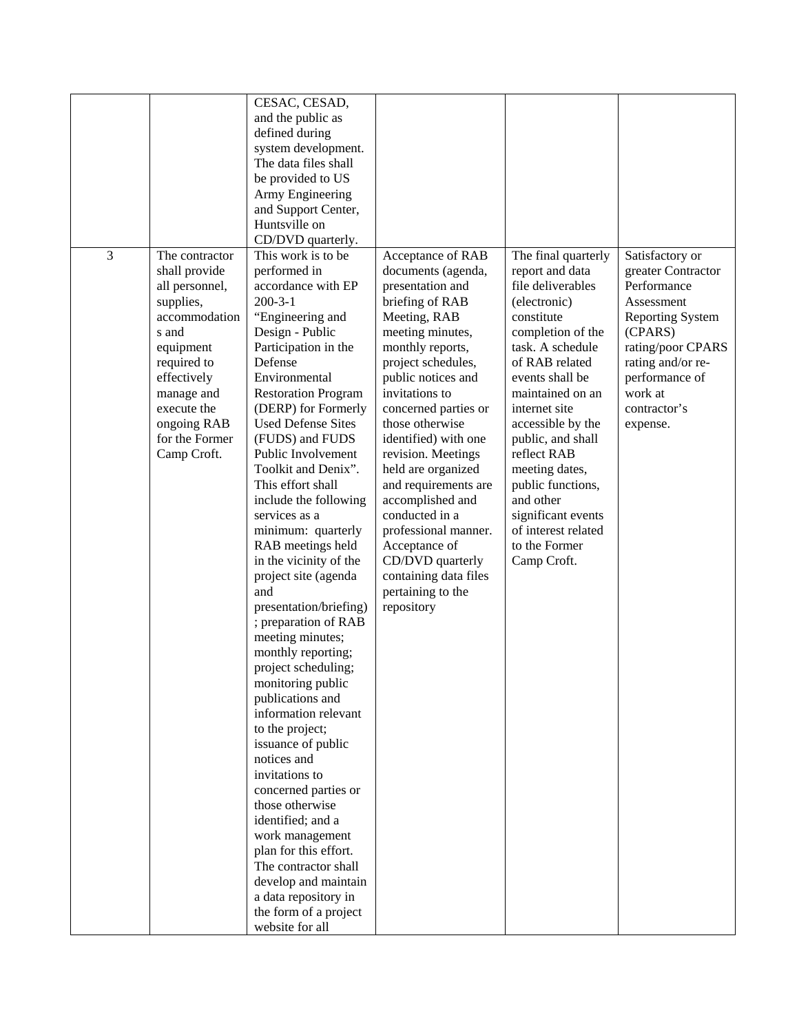| | | | | | |
|---|---|---|---|---|---|
| | | CESAC, CESAD, and the public as defined during system development. The data files shall be provided to US Army Engineering and Support Center, Huntsville on CD/DVD quarterly. | | | |
| 3 | The contractor shall provide all personnel, supplies, accommodations and equipment required to effectively manage and execute the ongoing RAB for the Former Camp Croft. | This work is to be performed in accordance with EP 200-3-1 "Engineering and Design - Public Participation in the Defense Environmental Restoration Program (DERP) for Formerly Used Defense Sites (FUDS) and FUDS Public Involvement Toolkit and Denix". This effort shall include the following services as a minimum: quarterly RAB meetings held in the vicinity of the project site (agenda and presentation/briefing); preparation of RAB meeting minutes; monthly reporting; project scheduling; monitoring public publications and information relevant to the project; issuance of public notices and invitations to concerned parties or those otherwise identified; and a work management plan for this effort. The contractor shall develop and maintain a data repository in the form of a project website for all | Acceptance of RAB documents (agenda, presentation and briefing of RAB Meeting, RAB meeting minutes, monthly reports, project schedules, public notices and invitations to concerned parties or those otherwise identified) with one revision. Meetings held are organized and requirements are accomplished and conducted in a professional manner. Acceptance of CD/DVD quarterly containing data files pertaining to the repository | The final quarterly report and data file deliverables (electronic) constitute completion of the task. A schedule of RAB related events shall be maintained on an internet site accessible by the public, and shall reflect RAB meeting dates, public functions, and other significant events of interest related to the Former Camp Croft. | Satisfactory or greater Contractor Performance Assessment Reporting System (CPARS) rating/poor CPARS rating and/or re-performance of work at contractor's expense. |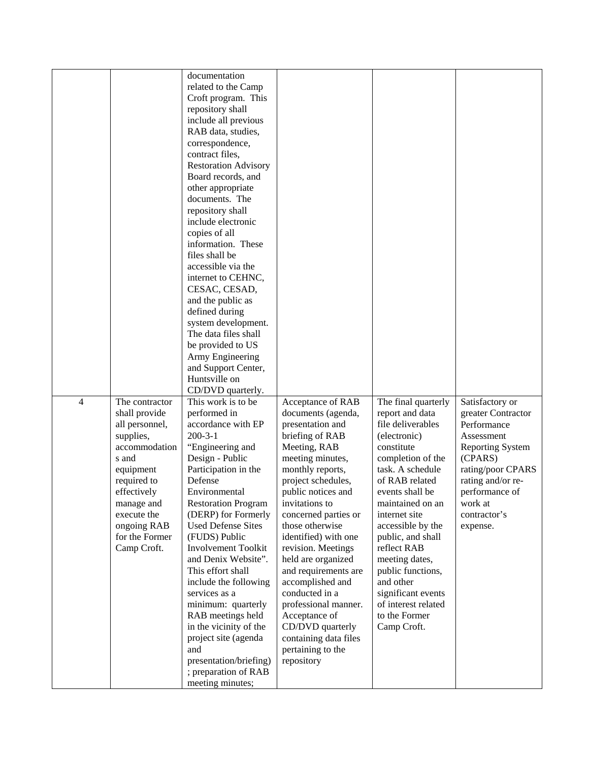| | | | | | |
|---|---|---|---|---|---|
| | | documentation related to the Camp Croft program. This repository shall include all previous RAB data, studies, correspondence, contract files, Restoration Advisory Board records, and other appropriate documents. The repository shall include electronic copies of all information. These files shall be accessible via the internet to CEHNC, CESAC, CESAD, and the public as defined during system development. The data files shall be provided to US Army Engineering and Support Center, Huntsville on CD/DVD quarterly. | | | |
| 4 | The contractor shall provide all personnel, supplies, accommodations and equipment required to effectively manage and execute the ongoing RAB for the Former Camp Croft. | This work is to be performed in accordance with EP 200-3-1 "Engineering and Design - Public Participation in the Defense Environmental Restoration Program (DERP) for Formerly Used Defense Sites (FUDS) Public Involvement Toolkit and Denix Website". This effort shall include the following services as a minimum: quarterly RAB meetings held in the vicinity of the project site (agenda and presentation/briefing); preparation of RAB meeting minutes; | Acceptance of RAB documents (agenda, presentation and briefing of RAB Meeting, RAB meeting minutes, monthly reports, project schedules, public notices and invitations to concerned parties or those otherwise identified) with one revision. Meetings held are organized and requirements are accomplished and conducted in a professional manner. Acceptance of CD/DVD quarterly containing data files pertaining to the repository | The final quarterly report and data file deliverables (electronic) constitute completion of the task. A schedule of RAB related events shall be maintained on an internet site accessible by the public, and shall reflect RAB meeting dates, public functions, and other significant events of interest related to the Former Camp Croft. | Satisfactory or greater Contractor Performance Assessment Reporting System (CPARS) rating/poor CPARS rating and/or re-performance of work at contractor's expense. |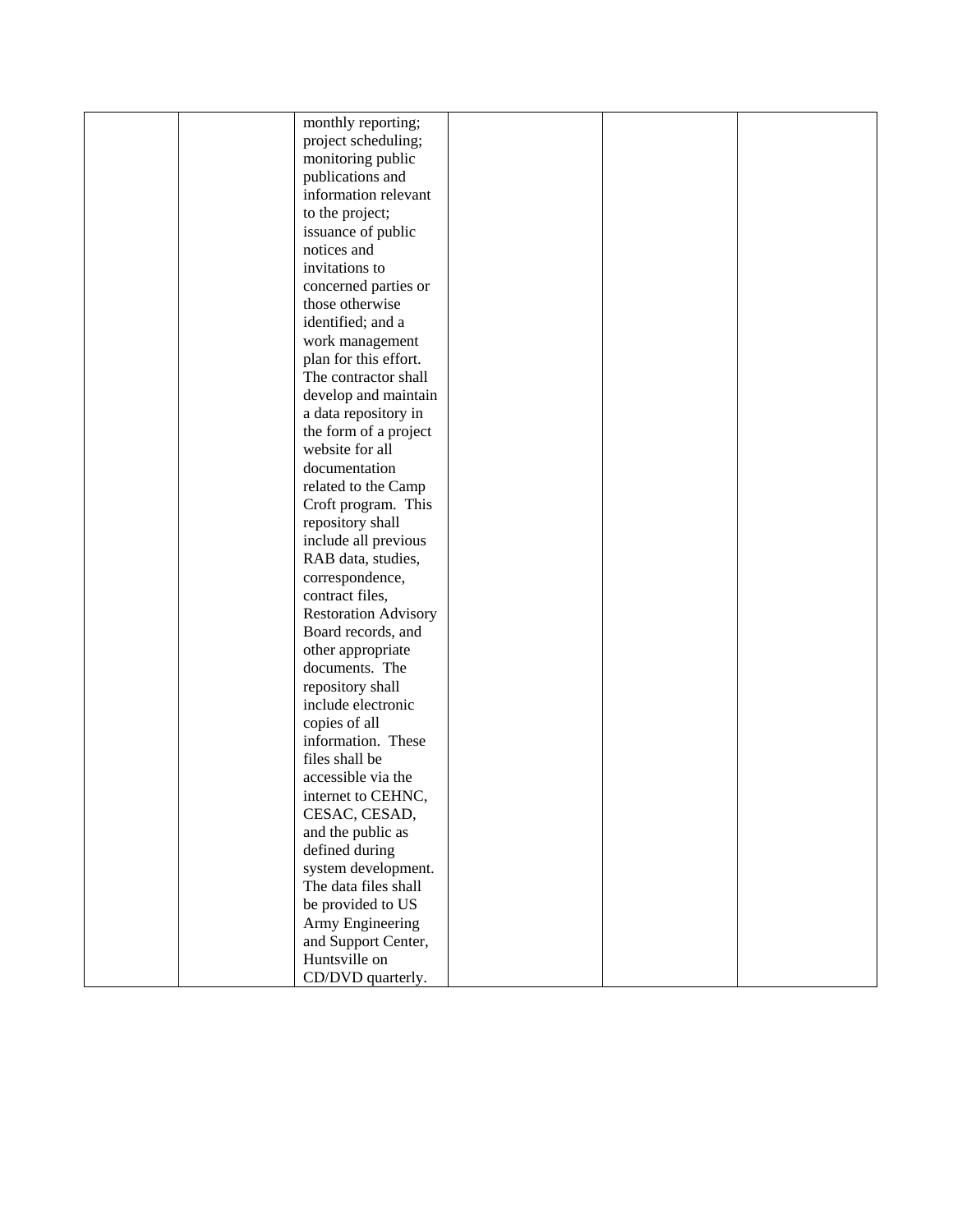| | | | | | |
|---|---|---|---|---|---|
| | | monthly reporting; project scheduling; monitoring public publications and information relevant to the project; issuance of public notices and invitations to concerned parties or those otherwise identified; and a work management plan for this effort. The contractor shall develop and maintain a data repository in the form of a project website for all documentation related to the Camp Croft program. This repository shall include all previous RAB data, studies, correspondence, contract files, Restoration Advisory Board records, and other appropriate documents. The repository shall include electronic copies of all information. These files shall be accessible via the internet to CEHNC, CESAC, CESAD, and the public as defined during system development. The data files shall be provided to US Army Engineering and Support Center, Huntsville on CD/DVD quarterly. | | | |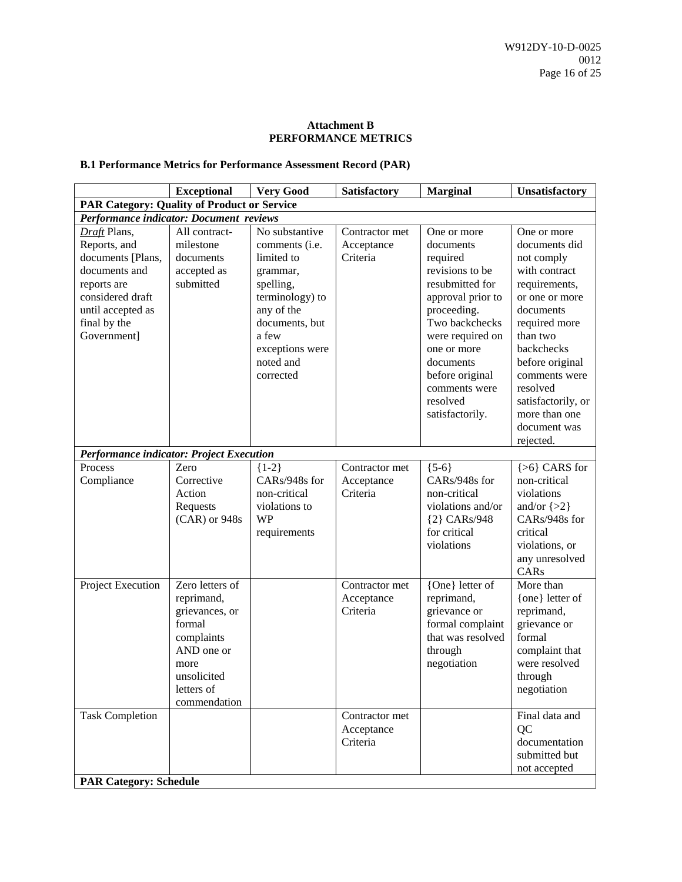**Attachment B**
**PERFORMANCE METRICS**

**B.1 Performance Metrics for Performance Assessment Record (PAR)**

| | Exceptional | Very Good | Satisfactory | Marginal | Unsatisfactory |
|---|---|---|---|---|---|
| **PAR Category: Quality of Product or Service** | | | | | |
| ***Performance indicator: Document reviews*** | | | | | |
| *Draft* Plans, Reports, and documents [Plans, documents and reports are considered draft until accepted as final by the Government] | All contract-milestone documents accepted as submitted | No substantive comments (i.e. limited to grammar, spelling, terminology) to any of the documents, but a few exceptions were noted and corrected | Contractor met Acceptance Criteria | One or more documents required revisions to be resubmitted for approval prior to proceeding. Two backchecks were required on one or more documents before original comments were resolved satisfactorily. | One or more documents did not comply with contract requirements, or one or more documents required more than two backchecks before original comments were resolved satisfactorily, or more than one document was rejected. |
| ***Performance indicator: Project Execution*** | | | | | |
| Process Compliance | Zero Corrective Action Requests (CAR) or 948s | {1-2} CARs/948s for non-critical violations to WP requirements | Contractor met Acceptance Criteria | {5-6} CARs/948s for non-critical violations and/or {2} CARs/948 for critical violations | {>6} CARS for non-critical violations and/or {>2} CARs/948s for critical violations, or any unresolved CARs |
| Project Execution | Zero letters of reprimand, grievances, or formal complaints AND one or more unsolicited letters of commendation | | Contractor met Acceptance Criteria | {One} letter of reprimand, grievance or formal complaint that was resolved through negotiation | More than {one} letter of reprimand, grievance or formal complaint that were resolved through negotiation |
| Task Completion | | | Contractor met Acceptance Criteria | | Final data and QC documentation submitted but not accepted |
| **PAR Category: Schedule** | | | | | |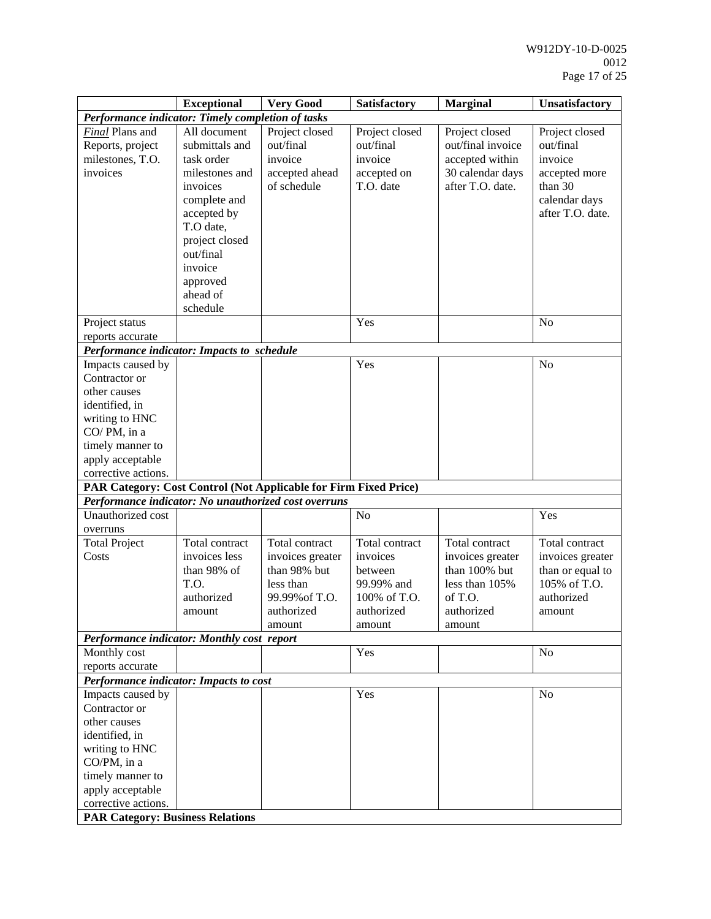| | **Exceptional** | **Very Good** | **Satisfactory** | **Marginal** | **Unsatisfactory** |
|---|---|---|---|---|---|
| ***Performance indicator: Timely completion of tasks*** | | | | | |
| *Final* Plans and Reports, project milestones, T.O. invoices | All document submittals and task order milestones and invoices complete and accepted by T.O date, project closed out/final invoice approved ahead of schedule | Project closed out/final invoice accepted ahead of schedule | Project closed out/final invoice accepted on T.O. date | Project closed out/final invoice accepted within 30 calendar days after T.O. date. | Project closed out/final invoice accepted more than 30 calendar days after T.O. date. |
| Project status reports accurate | | | Yes | | No |
| ***Performance indicator: Impacts to schedule*** | | | | | |
| Impacts caused by Contractor or other causes identified, in writing to HNC CO/ PM, in a timely manner to apply acceptable corrective actions. | | | Yes | | No |
| **PAR Category: Cost Control (Not Applicable for Firm Fixed Price)** | | | | | |
| ***Performance indicator: No unauthorized cost overruns*** | | | | | |
| Unauthorized cost overruns | | | No | | Yes |
| Total Project Costs | Total contract invoices less than 98% of T.O. authorized amount | Total contract invoices greater than 98% but less than 99.99%of T.O. authorized amount | Total contract invoices between 99.99% and 100% of T.O. authorized amount | Total contract invoices greater than 100% but less than 105% of T.O. authorized amount | Total contract invoices greater than or equal to 105% of T.O. authorized amount |
| ***Performance indicator: Monthly cost report*** | | | | | |
| Monthly cost reports accurate | | | Yes | | No |
| ***Performance indicator: Impacts to cost*** | | | | | |
| Impacts caused by Contractor or other causes identified, in writing to HNC CO/PM, in a timely manner to apply acceptable corrective actions. | | | Yes | | No |
| **PAR Category: Business Relations** | | | | | |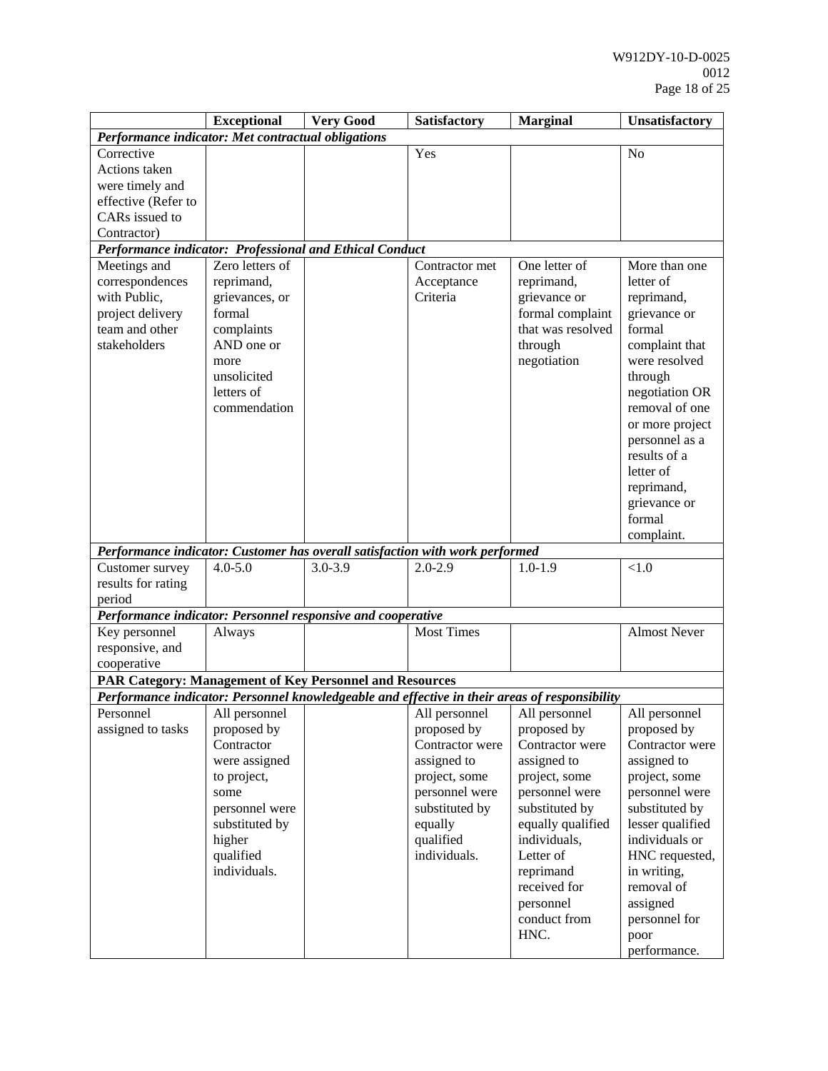| | Exceptional | Very Good | Satisfactory | Marginal | Unsatisfactory |
|---|---|---|---|---|---|
| ***Performance indicator: Met contractual obligations*** | | | | | |
| Corrective Actions taken were timely and effective (Refer to CARs issued to Contractor) | | | Yes | | No |
| ***Performance indicator: Professional and Ethical Conduct*** | | | | | |
| Meetings and correspondences with Public, project delivery team and other stakeholders | Zero letters of reprimand, grievances, or formal complaints AND one or more unsolicited letters of commendation | | Contractor met Acceptance Criteria | One letter of reprimand, grievance or formal complaint that was resolved through negotiation | More than one letter of reprimand, grievance or formal complaint that were resolved through negotiation OR removal of one or more project personnel as a results of a letter of reprimand, grievance or formal complaint. |
| ***Performance indicator: Customer has overall satisfaction with work performed*** | | | | | |
| Customer survey results for rating period | 4.0-5.0 | 3.0-3.9 | 2.0-2.9 | 1.0-1.9 | <1.0 |
| ***Performance indicator: Personnel responsive and cooperative*** | | | | | |
| Key personnel responsive, and cooperative | Always | | Most Times | | Almost Never |
| **PAR Category: Management of Key Personnel and Resources** | | | | | |
| ***Performance indicator: Personnel knowledgeable and effective in their areas of responsibility*** | | | | | |
| Personnel assigned to tasks | All personnel proposed by Contractor were assigned to project, some personnel were substituted by higher qualified individuals. | | All personnel proposed by Contractor were assigned to project, some personnel were substituted by equally qualified individuals. | All personnel proposed by Contractor were assigned to project, some personnel were substituted by equally qualified individuals, Letter of reprimand received for personnel conduct from HNC. | All personnel proposed by Contractor were assigned to project, some personnel were substituted by lesser qualified individuals or HNC requested, in writing, removal of assigned personnel for poor performance. |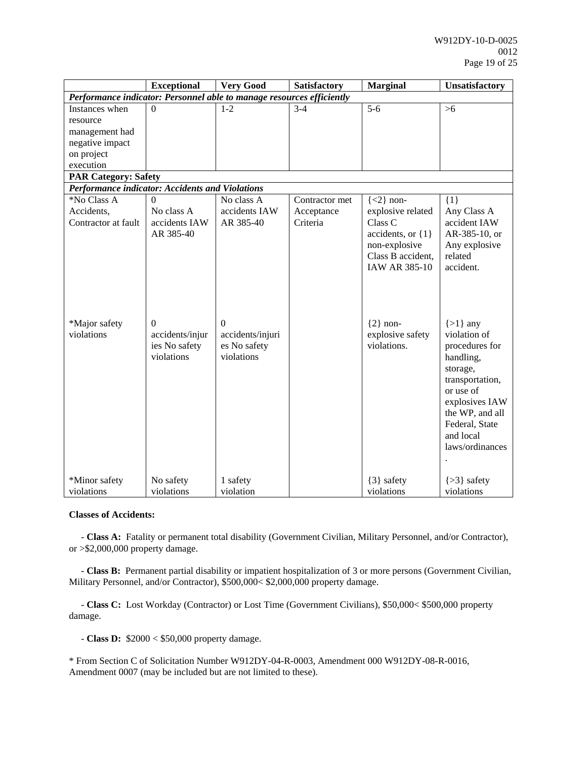| | Exceptional | Very Good | Satisfactory | Marginal | Unsatisfactory |
|---|---|---|---|---|---|
| ***Performance indicator: Personnel able to manage resources efficiently*** | | | | | |
| Instances when resource management had negative impact on project execution | 0 | 1-2 | 3-4 | 5-6 | >6 |
| **PAR Category: Safety** | | | | | |
| ***Performance indicator: Accidents and Violations*** | | | | | |
| *No Class A Accidents, Contractor at fault | 0 No class A accidents IAW AR 385-40 | No class A accidents IAW AR 385-40 | Contractor met Acceptance Criteria | {<2} non-explosive related Class C accidents, or {1} non-explosive Class B accident, IAW AR 385-10 | {1} Any Class A accident IAW AR-385-10, or Any explosive related accident. |
| *Major safety violations | 0 accidents/injuries No safety violations | 0 accidents/injuries No safety violations | | {2} non-explosive safety violations. | {>1} any violation of procedures for handling, storage, transportation, or use of explosives IAW the WP, and all Federal, State and local laws/ordinances. |
| *Minor safety violations | No safety violations | 1 safety violation | | {3} safety violations | {>3} safety violations |

**Classes of Accidents:**

- **Class A:** Fatality or permanent total disability (Government Civilian, Military Personnel, and/or Contractor), or >$2,000,000 property damage.

- **Class B:** Permanent partial disability or impatient hospitalization of 3 or more persons (Government Civilian, Military Personnel, and/or Contractor), $500,000< $2,000,000 property damage.

- **Class C:** Lost Workday (Contractor) or Lost Time (Government Civilians), $50,000< $500,000 property damage.

- **Class D:** $2000 < $50,000 property damage.

* From Section C of Solicitation Number W912DY-04-R-0003, Amendment 000 W912DY-08-R-0016, Amendment 0007 (may be included but are not limited to these).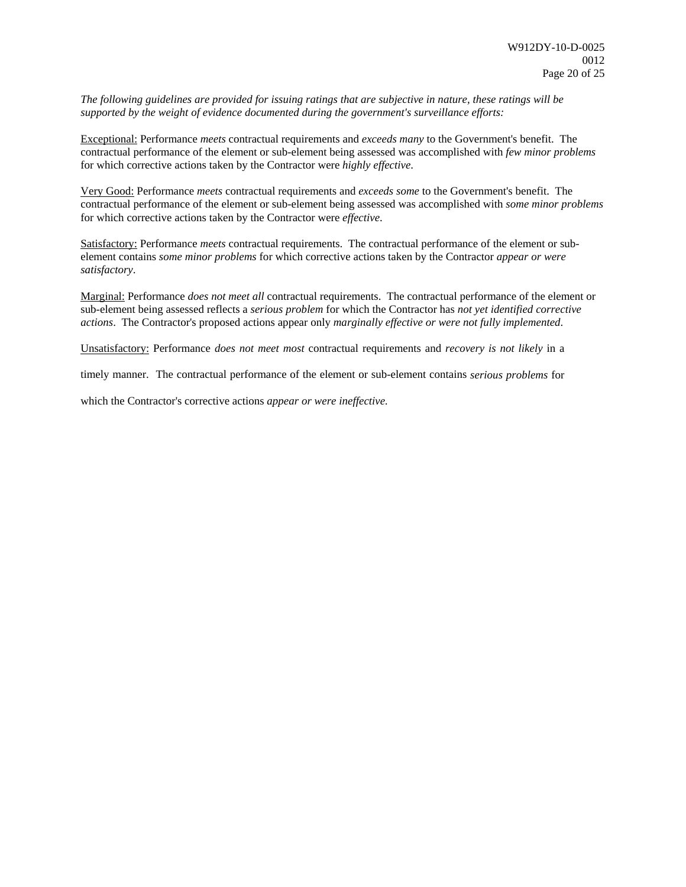*The following guidelines are provided for issuing ratings that are subjective in nature, these ratings will be supported by the weight of evidence documented during the government's surveillance efforts:*

<u>Exceptional:</u> Performance *meets* contractual requirements and *exceeds many* to the Government's benefit. The contractual performance of the element or sub-element being assessed was accomplished with *few minor problems* for which corrective actions taken by the Contractor were *highly effective*.

<u>Very Good:</u> Performance *meets* contractual requirements and *exceeds some* to the Government's benefit. The contractual performance of the element or sub-element being assessed was accomplished with *some minor problems* for which corrective actions taken by the Contractor were *effective*.

<u>Satisfactory:</u> Performance *meets* contractual requirements. The contractual performance of the element or sub-element contains *some minor problems* for which corrective actions taken by the Contractor *appear or were satisfactory*.

<u>Marginal:</u> Performance *does not meet all* contractual requirements. The contractual performance of the element or sub-element being assessed reflects a *serious problem* for which the Contractor has *not yet identified corrective actions*. The Contractor's proposed actions appear only *marginally effective or were not fully implemented*.

<u>Unsatisfactory:</u> Performance *does not meet most* contractual requirements and *recovery is not likely* in a timely manner. The contractual performance of the element or sub-element contains *serious problems* for which the Contractor's corrective actions *appear or were ineffective.*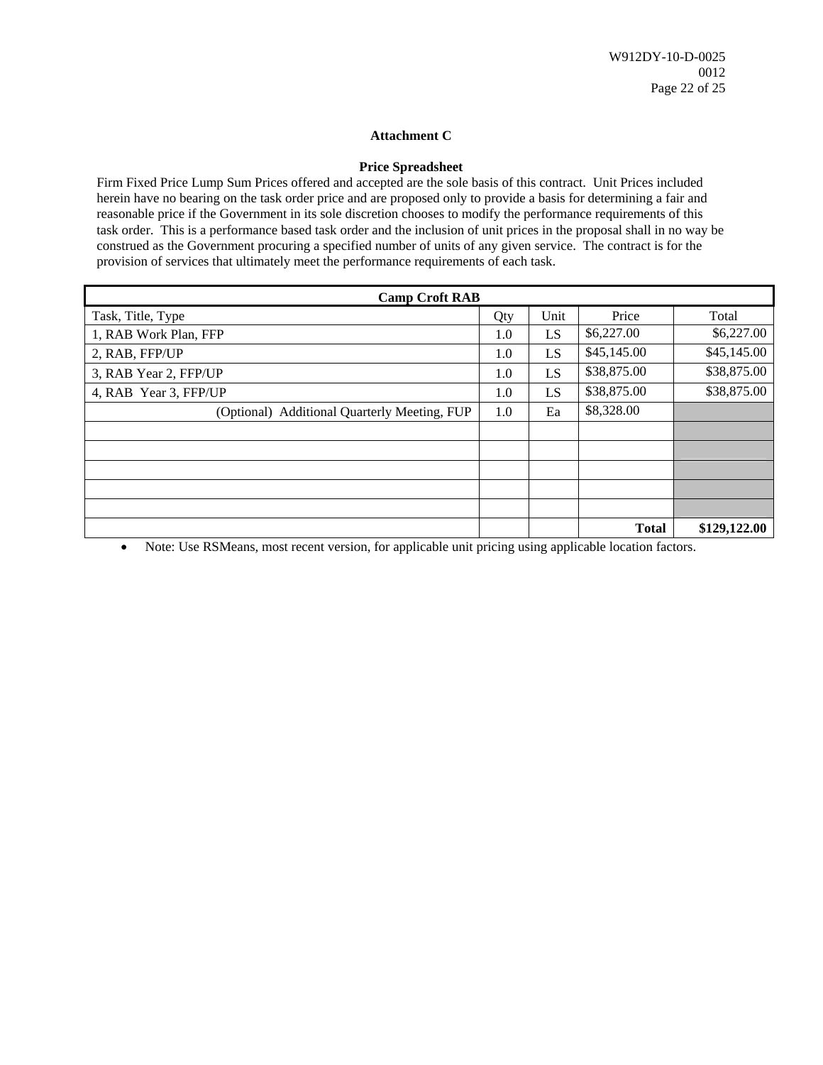## Attachment C

### Price Spreadsheet

Firm Fixed Price Lump Sum Prices offered and accepted are the sole basis of this contract. Unit Prices included herein have no bearing on the task order price and are proposed only to provide a basis for determining a fair and reasonable price if the Government in its sole discretion chooses to modify the performance requirements of this task order. This is a performance based task order and the inclusion of unit prices in the proposal shall in no way be construed as the Government procuring a specified number of units of any given service. The contract is for the provision of services that ultimately meet the performance requirements of each task.

| Camp Croft RAB | | | | |
|---|---|---|---|---|
| Task, Title, Type | Qty | Unit | Price | Total |
| 1, RAB Work Plan, FFP | 1.0 | LS | $6,227.00 | $6,227.00 |
| 2, RAB, FFP/UP | 1.0 | LS | $45,145.00 | $45,145.00 |
| 3, RAB Year 2, FFP/UP | 1.0 | LS | $38,875.00 | $38,875.00 |
| 4, RAB Year 3, FFP/UP | 1.0 | LS | $38,875.00 | $38,875.00 |
| (Optional) Additional Quarterly Meeting, FUP | 1.0 | Ea | $8,328.00 | |
| | | | | |
| | | | | |
| | | | | |
| | | | | |
| | | | | |
| | | | **Total** | **$129,122.00** |

- Note: Use RSMeans, most recent version, for applicable unit pricing using applicable location factors.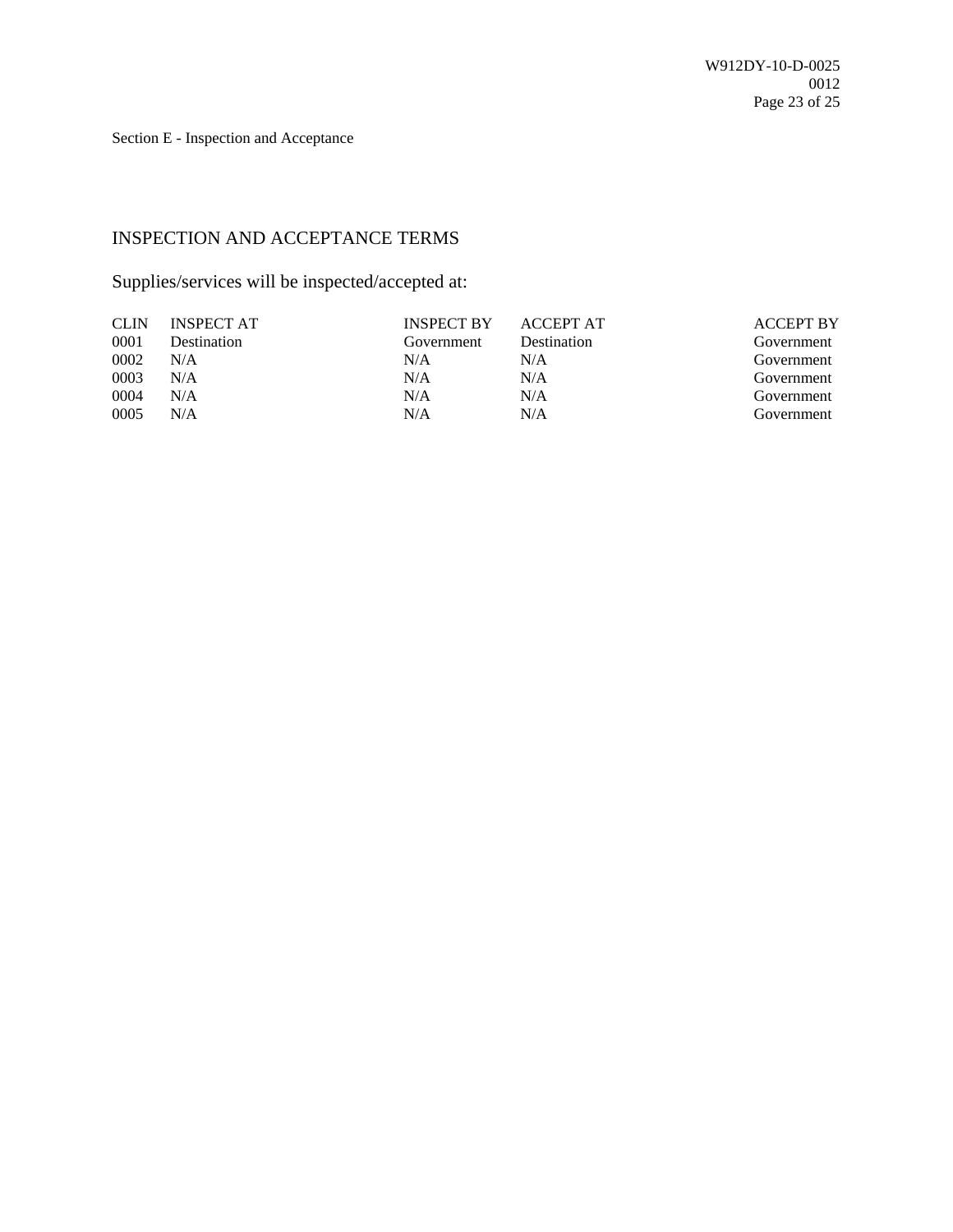Section E - Inspection and Acceptance

## INSPECTION AND ACCEPTANCE TERMS

Supplies/services will be inspected/accepted at:

| CLIN | INSPECT AT | INSPECT BY | ACCEPT AT | ACCEPT BY |
|---|---|---|---|---|
| 0001 | Destination | Government | Destination | Government |
| 0002 | N/A | N/A | N/A | Government |
| 0003 | N/A | N/A | N/A | Government |
| 0004 | N/A | N/A | N/A | Government |
| 0005 | N/A | N/A | N/A | Government |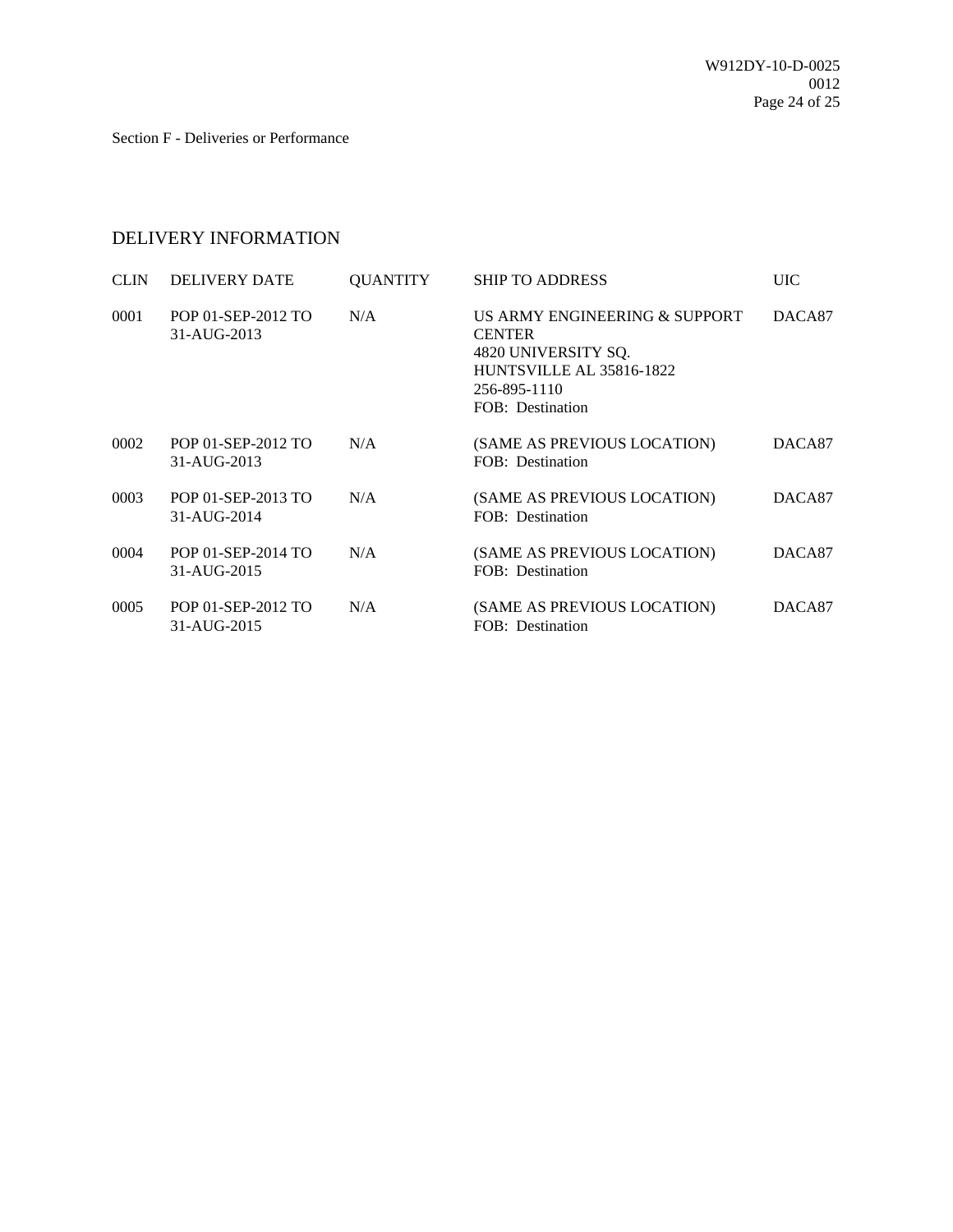Section F - Deliveries or Performance

## DELIVERY INFORMATION

| CLIN | DELIVERY DATE | QUANTITY | SHIP TO ADDRESS | UIC |
|---|---|---|---|---|
| 0001 | POP 01-SEP-2012 TO 31-AUG-2013 | N/A | US ARMY ENGINEERING & SUPPORT CENTER<br>4820 UNIVERSITY SQ.<br>HUNTSVILLE AL 35816-1822<br>256-895-1110<br>FOB: Destination | DACA87 |
| 0002 | POP 01-SEP-2012 TO 31-AUG-2013 | N/A | (SAME AS PREVIOUS LOCATION)<br>FOB: Destination | DACA87 |
| 0003 | POP 01-SEP-2013 TO 31-AUG-2014 | N/A | (SAME AS PREVIOUS LOCATION)<br>FOB: Destination | DACA87 |
| 0004 | POP 01-SEP-2014 TO 31-AUG-2015 | N/A | (SAME AS PREVIOUS LOCATION)<br>FOB: Destination | DACA87 |
| 0005 | POP 01-SEP-2012 TO 31-AUG-2015 | N/A | (SAME AS PREVIOUS LOCATION)<br>FOB: Destination | DACA87 |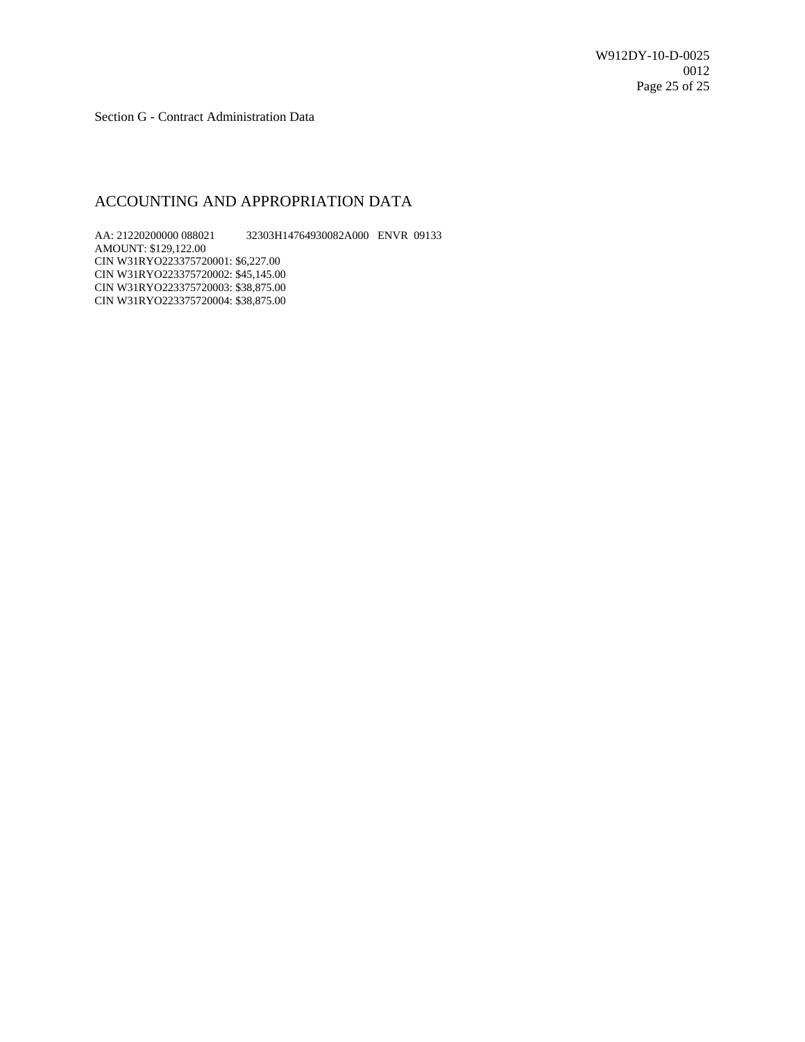Section G - Contract Administration Data

## ACCOUNTING AND APPROPRIATION DATA

AA: 21220200000 088021 32303H14764930082A000 ENVR 09133
AMOUNT: $129,122.00
CIN W31RYO223375720001: $6,227.00
CIN W31RYO223375720002: $45,145.00
CIN W31RYO223375720003: $38,875.00
CIN W31RYO223375720004: $38,875.00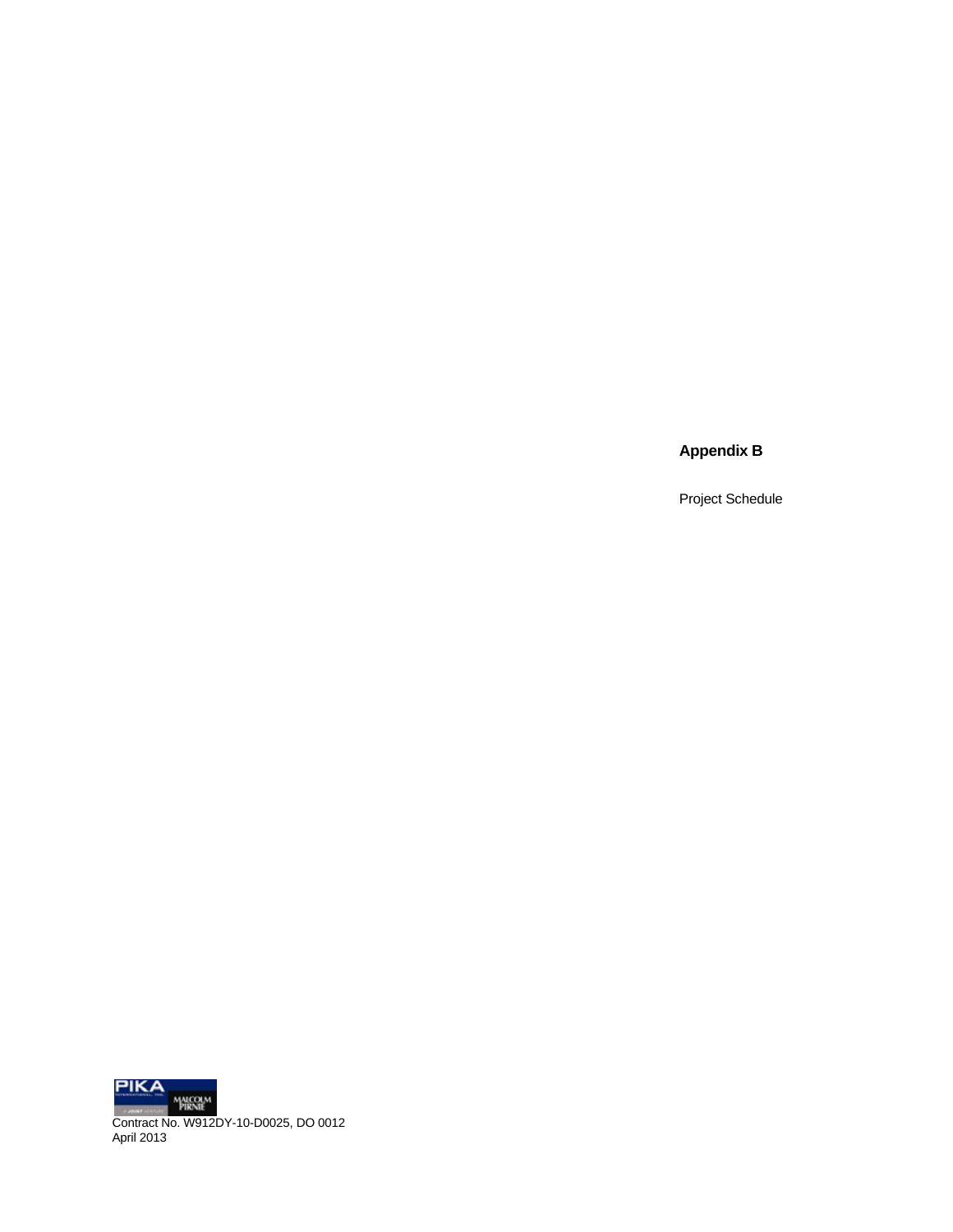**Appendix B**

Project Schedule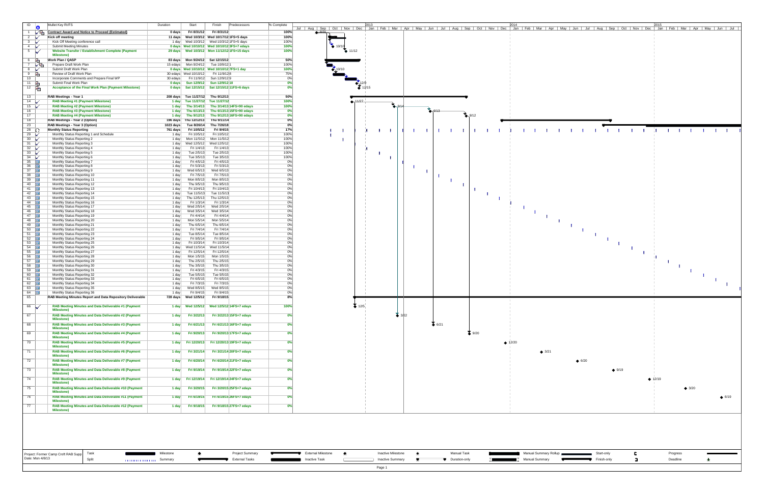| ID | Task Name | Duration | Start | Finish | Predecessors | % Complete |
|---|---|---|---|---|---|---|
| 1 | Contract Award and Notice to Proceed (Estimated) | 0 days | Fri 8/31/12 | Fri 8/31/12 | | 100% |
| 2 | Kick off meeting | 11 days | Wed 10/3/12 | Wed 10/17/12 | 1FS+5 days | 100% |
| 3 | Kick Off Meeting conference call | 1 day | Wed 10/3/12 | Wed 10/3/12 | 1FS+5 days | 100% |
| 4 | Submit Meeting Minutes | 0 days | Wed 10/10/12 | Wed 10/10/12 | 3FS+7 edays | 100% |
| 5 | Website Transfer / Establishment Complete (Payment Milestone) | 29 days | Wed 10/3/12 | Mon 11/12/12 | 1FS+15 days | 100% |
| 6 | Work Plan / QASP | 83 days | Mon 9/24/12 | Sat 12/15/12 | | 50% |
| 7 | Prepare Draft Work Plan | 15 edays | Mon 9/24/12 | Tue 10/9/12 | 1 | 100% |
| 8 | Submit Draft Work Plan | 0 days | Wed 10/10/12 | Wed 10/10/12 | 7FS+1 day | 100% |
| 9 | Review of Draft Work Plan | 30 edays | Wed 10/10/12 | Fri 11/9/12 | 8 | 75% |
| 10 | Incorporate Comments and Prepare Final WP | 30 edays | Fri 11/9/12 | Sun 12/9/12 | 9 | 0% |
| 11 | Submit Final Work Plan | 0 days | Sun 12/9/12 | Sun 12/9/12 | 10 | 0% |
| 12 | Acceptance of the Final Work Plan (Payment Milestone) | 0 days | Sat 12/15/12 | Sat 12/15/12 | 11FS+6 days | 0% |
| 13 | RAB Meetings - Year 1 | 208 days | Tue 11/27/12 | Thu 9/12/13 | | 50% |
| 14 | RAB Meeting #1 (Payment Milestone) | 1 day | Tue 11/27/12 | Tue 11/27/12 | | 100% |
| 15 | RAB Meeting #2 (Payment Milestone) | 1 day | Thu 3/14/13 | Thu 3/14/13 | 14FS+90 edays | 100% |
| 16 | RAB Meeting #3 (Payment Milestone) | 1 day | Thu 6/13/13 | Thu 6/13/13 | 15FS+90 edays | 0% |
| 17 | RAB Meeting #4 (Payment Milestone) | 1 day | Thu 9/12/13 | Thu 9/12/13 | 16FS+90 edays | 0% |
| 18 | RAB Meetings - Year 2 (Option) | 196 days | Thu 12/12/13 | Thu 9/11/14 | | 0% |
| 23 | RAB Meetings - Year 3 (Option) | 1023 days | Tue 8/26/14 | Thu 7/26/18 | | 0% |
| 28 | Monthly Status Reporting | 761 days | Fri 10/5/12 | Fri 9/4/15 | | 17% |
| 29 | Monthly Status Reporting 1 and Schedule | 1 day | Fri 10/5/12 | Fri 10/5/12 | | 100% |
| 30 | Monthly Status Reporting 2 | 1 day | Mon 11/5/12 | Mon 11/5/12 | | 100% |
| 31 | Monthly Status Reporting 3 | 1 day | Wed 12/5/12 | Wed 12/5/12 | | 100% |
| 32 | Monthly Status Reporting 4 | 1 day | Fri 1/4/13 | Fri 1/4/13 | | 100% |
| 33 | Monthly Status Reporting 5 | 1 day | Tue 2/5/13 | Tue 2/5/13 | | 100% |
| 34 | Monthly Status Reporting 6 | 1 day | Tue 3/5/13 | Tue 3/5/13 | | 100% |
| 35 | Monthly Status Reporting 7 | 1 day | Fri 4/5/13 | Fri 4/5/13 | | 0% |
| 36 | Monthly Status Reporting 8 | 1 day | Fri 5/3/13 | Fri 5/3/13 | | 0% |
| 37 | Monthly Status Reporting 9 | 1 day | Wed 6/5/13 | Wed 6/5/13 | | 0% |
| 38 | Monthly Status Reporting 10 | 1 day | Fri 7/5/13 | Fri 7/5/13 | | 0% |
| 39 | Monthly Status Reporting 11 | 1 day | Mon 8/5/13 | Mon 8/5/13 | | 0% |
| 40 | Monthly Status Reporting 12 | 1 day | Thu 9/5/13 | Thu 9/5/13 | | 0% |
| 41 | Monthly Status Reporting 13 | 1 day | Fri 10/4/13 | Fri 10/4/13 | | 0% |
| 42 | Monthly Status Reporting 14 | 1 day | Tue 11/5/13 | Tue 11/5/13 | | 0% |
| 43 | Monthly Status Reporting 15 | 1 day | Thu 12/5/13 | Thu 12/5/13 | | 0% |
| 44 | Monthly Status Reporting 16 | 1 day | Fri 1/3/14 | Fri 1/3/14 | | 0% |
| 45 | Monthly Status Reporting 17 | 1 day | Wed 2/5/14 | Wed 2/5/14 | | 0% |
| 46 | Monthly Status Reporting 18 | 1 day | Wed 3/5/14 | Wed 3/5/14 | | 0% |
| 47 | Monthly Status Reporting 19 | 1 day | Fri 4/4/14 | Fri 4/4/14 | | 0% |
| 48 | Monthly Status Reporting 20 | 1 day | Mon 5/5/14 | Mon 5/5/14 | | 0% |
| 49 | Monthly Status Reporting 21 | 1 day | Thu 6/5/14 | Thu 6/5/14 | | 0% |
| 50 | Monthly Status Reporting 22 | 1 day | Fri 7/4/14 | Fri 7/4/14 | | 0% |
| 51 | Monthly Status Reporting 23 | 1 day | Tue 8/5/14 | Tue 8/5/14 | | 0% |
| 52 | Monthly Status Reporting 24 | 1 day | Fri 9/5/14 | Fri 9/5/14 | | 0% |
| 53 | Monthly Status Reporting 25 | 1 day | Fri 10/3/14 | Fri 10/3/14 | | 0% |
| 54 | Monthly Status Reporting 26 | 1 day | Wed 11/5/14 | Wed 11/5/14 | | 0% |
| 55 | Monthly Status Reporting 27 | 1 day | Fri 12/5/14 | Fri 12/5/14 | | 0% |
| 56 | Monthly Status Reporting 28 | 1 day | Mon 1/5/15 | Mon 1/5/15 | | 0% |
| 57 | Monthly Status Reporting 29 | 1 day | Thu 2/5/15 | Thu 2/5/15 | | 0% |
| 58 | Monthly Status Reporting 30 | 1 day | Thu 3/5/15 | Thu 3/5/15 | | 0% |
| 59 | Monthly Status Reporting 31 | 1 day | Fri 4/3/15 | Fri 4/3/15 | | 0% |
| 60 | Monthly Status Reporting 32 | 1 day | Tue 5/5/15 | Tue 5/5/15 | | 0% |
| 61 | Monthly Status Reporting 33 | 1 day | Fri 6/5/15 | Fri 6/5/15 | | 0% |
| 62 | Monthly Status Reporting 34 | 1 day | Fri 7/3/15 | Fri 7/3/15 | | 0% |
| 63 | Monthly Status Reporting 35 | 1 day | Wed 8/5/15 | Wed 8/5/15 | | 0% |
| 64 | Monthly Status Reporting 36 | 1 day | Fri 9/4/15 | Fri 9/4/15 | | 0% |
| 65 | RAB Meeting Minutes Report and Data Repository Deliverable | 728 days | Wed 12/5/12 | Fri 9/18/15 | | 8% |
| 66 | RAB Meeting Minutes and Data Deliverable #1 (Payment Milestone) | 1 day | Wed 12/5/12 | Wed 12/5/12 | 14FS+7 edays | 100% |
| 67 | RAB Meeting Minutes and Data Deliverable #2 (Payment Milestone) | 1 day | Fri 3/22/13 | Fri 3/22/13 | 15FS+7 edays | 0% |
| 68 | RAB Meeting Minutes and Data Deliverable #3 (Payment Milestone) | 1 day | Fri 6/21/13 | Fri 6/21/13 | 16FS+7 edays | 0% |
| 69 | RAB Meeting Minutes and Data Deliverable #4 (Payment Milestone) | 1 day | Fri 9/20/13 | Fri 9/20/13 | 17FS+7 edays | 0% |
| 70 | RAB Meeting Minutes and Data Deliverable #5 (Payment Milestone) | 1 day | Fri 12/20/13 | Fri 12/20/13 | 19FS+7 edays | 0% |
| 71 | RAB Meeting Minutes and Data Deliverable #6 (Payment Milestone) | 1 day | Fri 3/21/14 | Fri 3/21/14 | 20FS+7 edays | 0% |
| 72 | RAB Meeting Minutes and Data Deliverable #7 (Payment Milestone) | 1 day | Fri 6/20/14 | Fri 6/20/14 | 21FS+7 edays | 0% |
| 73 | RAB Meeting Minutes and Data Deliverable #8 (Payment Milestone) | 1 day | Fri 9/19/14 | Fri 9/19/14 | 22FS+7 edays | 0% |
| 74 | RAB Meeting Minutes and Data Deliverable #9 (Payment Milestone) | 1 day | Fri 12/19/14 | Fri 12/19/14 | 24FS+7 edays | 0% |
| 75 | RAB Meeting Minutes and Data Deliverable #10 (Payment Milestone) | 1 day | Fri 3/20/15 | Fri 3/20/15 | 25FS+7 edays | 0% |
| 76 | RAB Meeting Minutes and Data Deliverable #11 (Payment Milestone) | 1 day | Fri 6/19/15 | Fri 6/19/15 | 26FS+7 edays | 0% |
| 77 | RAB Meeting Minutes and Data Deliverable #12 (Payment Milestone) | 1 day | Fri 9/18/15 | Fri 9/18/15 | 27FS+7 edays | 0% |

2012 Jul Aug Sep Oct Nov Dec | 2013 Jan Feb Mar Apr May Jun Jul Aug Sep Oct Nov Dec | 2014 Jan Feb Mar Apr May Jun Jul Aug Sep Oct Nov Dec | 2015 Jan Feb Mar Apr May Jun Jul

8/31
10/10
11/12
10/10
12/9
12/15
11/27
3/14
6/13
9/12
12/5
3/22
6/21
9/20
12/20
3/21
6/20
9/19
12/19
3/20
6/19

Project: Former Camp Croft RAB Supp
Date: Mon 4/8/13

Task | Split | Milestone | Summary | Project Summary | External Tasks | External Milestone | Inactive Task | Inactive Milestone | Inactive Summary | Manual Task | Duration-only | Manual Summary Rollup | Manual Summary | Start-only | Finish-only | Progress | Deadline